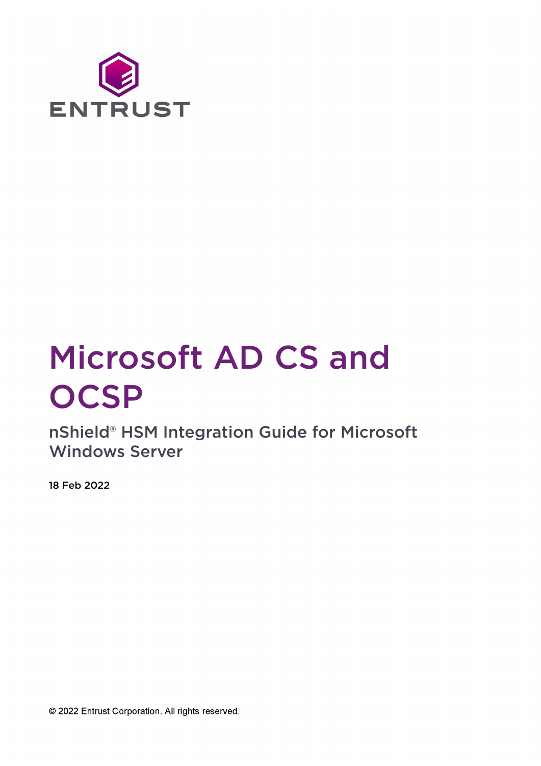ENTRUST

# Microsoft AD CS and OCSP

## nShield® HSM Integration Guide for Microsoft Windows Server

18 Feb 2022

© 2022 Entrust Corporation. All rights reserved.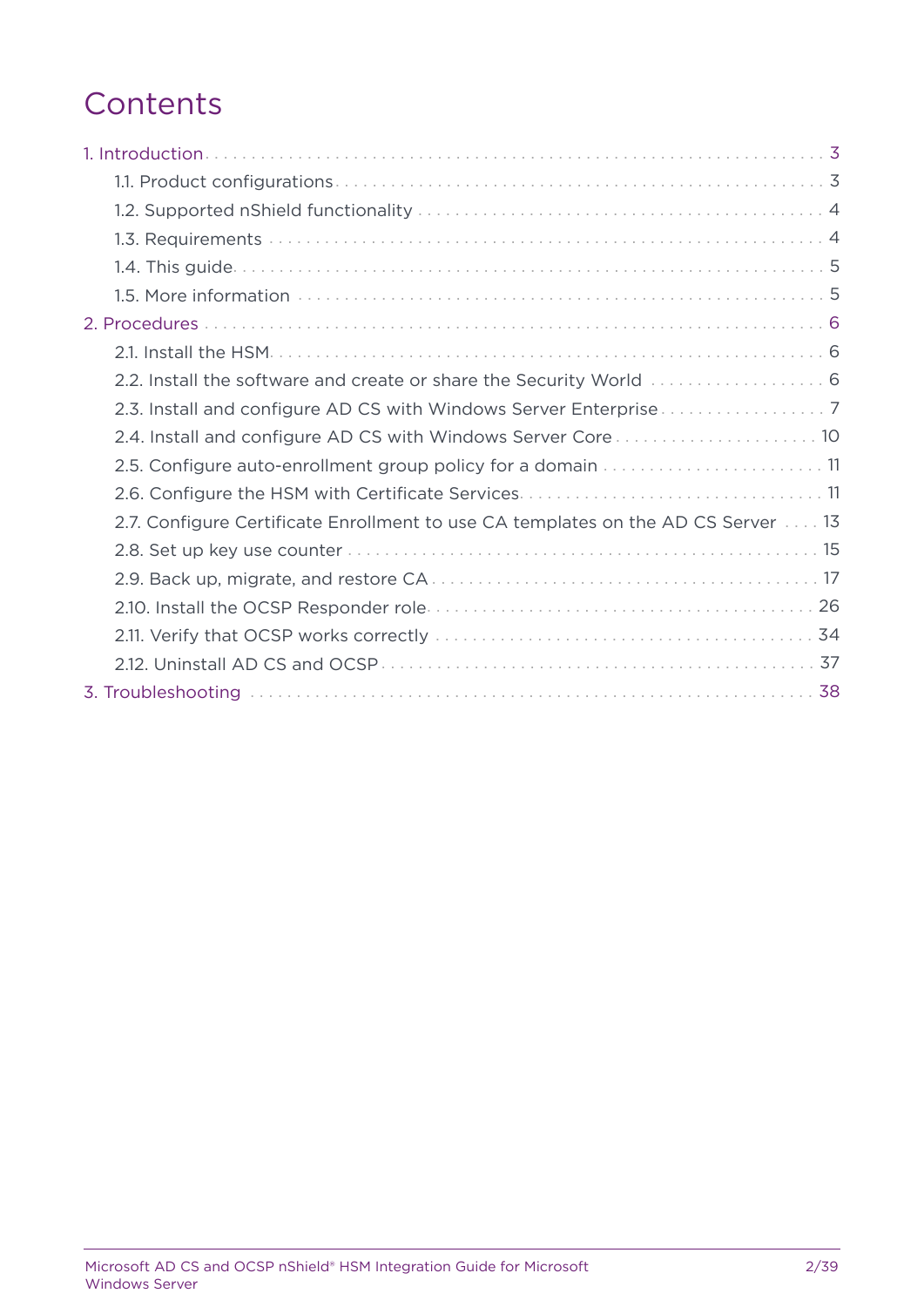# Contents

- 1. Introduction 3
  - 1.1. Product configurations 3
  - 1.2. Supported nShield functionality 4
  - 1.3. Requirements 4
  - 1.4. This guide 5
  - 1.5. More information 5
- 2. Procedures 6
  - 2.1. Install the HSM 6
  - 2.2. Install the software and create or share the Security World 6
  - 2.3. Install and configure AD CS with Windows Server Enterprise 7
  - 2.4. Install and configure AD CS with Windows Server Core 10
  - 2.5. Configure auto-enrollment group policy for a domain 11
  - 2.6. Configure the HSM with Certificate Services 11
  - 2.7. Configure Certificate Enrollment to use CA templates on the AD CS Server 13
  - 2.8. Set up key use counter 15
  - 2.9. Back up, migrate, and restore CA 17
  - 2.10. Install the OCSP Responder role 26
  - 2.11. Verify that OCSP works correctly 34
  - 2.12. Uninstall AD CS and OCSP 37
- 3. Troubleshooting 38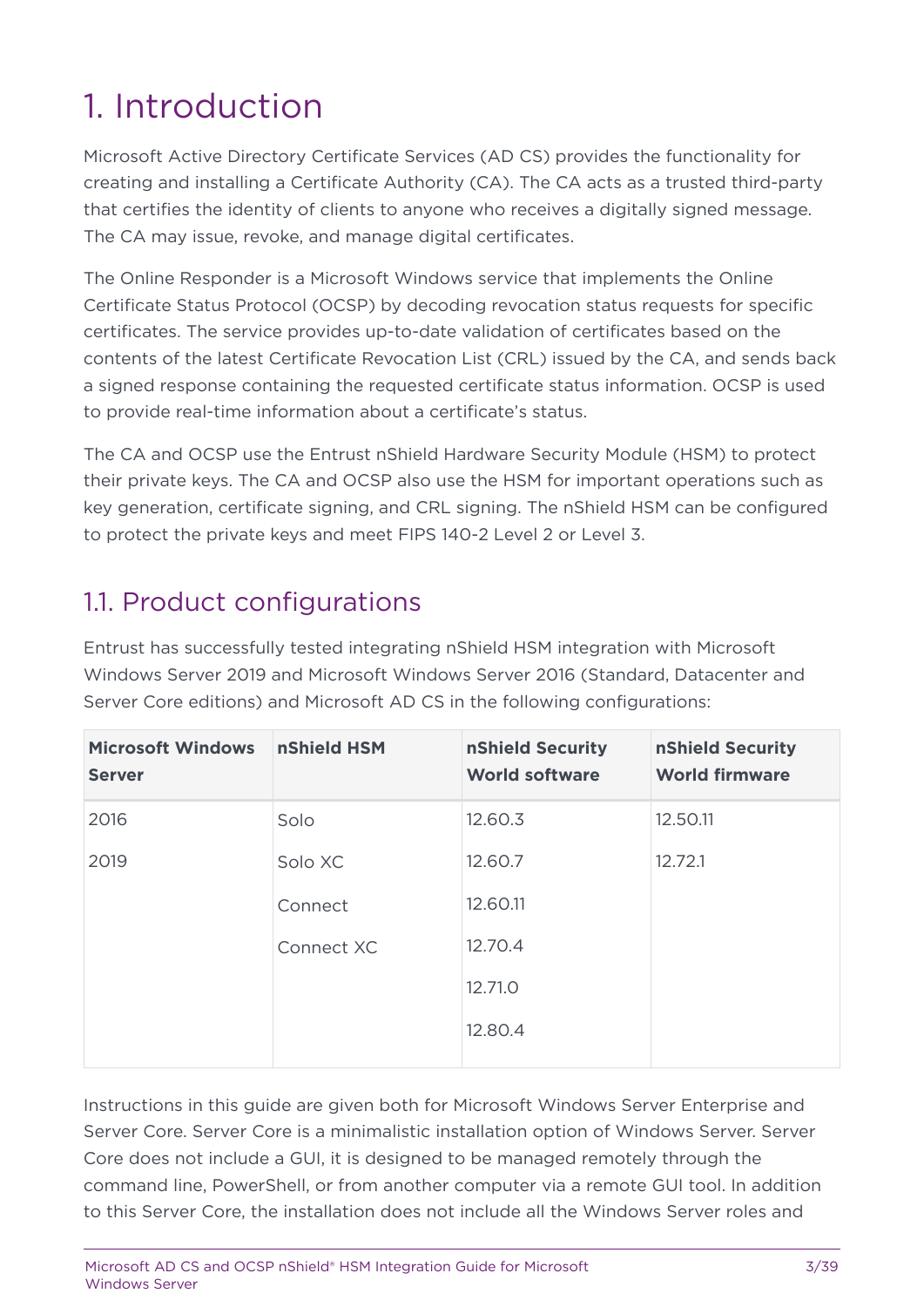# 1. Introduction

Microsoft Active Directory Certificate Services (AD CS) provides the functionality for creating and installing a Certificate Authority (CA). The CA acts as a trusted third-party that certifies the identity of clients to anyone who receives a digitally signed message. The CA may issue, revoke, and manage digital certificates.

The Online Responder is a Microsoft Windows service that implements the Online Certificate Status Protocol (OCSP) by decoding revocation status requests for specific certificates. The service provides up-to-date validation of certificates based on the contents of the latest Certificate Revocation List (CRL) issued by the CA, and sends back a signed response containing the requested certificate status information. OCSP is used to provide real-time information about a certificate's status.

The CA and OCSP use the Entrust nShield Hardware Security Module (HSM) to protect their private keys. The CA and OCSP also use the HSM for important operations such as key generation, certificate signing, and CRL signing. The nShield HSM can be configured to protect the private keys and meet FIPS 140-2 Level 2 or Level 3.

## 1.1. Product configurations

Entrust has successfully tested integrating nShield HSM integration with Microsoft Windows Server 2019 and Microsoft Windows Server 2016 (Standard, Datacenter and Server Core editions) and Microsoft AD CS in the following configurations:

| Microsoft Windows Server | nShield HSM | nShield Security World software | nShield Security World firmware |
|---|---|---|---|
| 2016 | Solo | 12.60.3 | 12.50.11 |
| 2019 | Solo XC | 12.60.7 | 12.72.1 |
| | Connect | 12.60.11 | |
| | Connect XC | 12.70.4 | |
| | | 12.71.0 | |
| | | 12.80.4 | |

Instructions in this guide are given both for Microsoft Windows Server Enterprise and Server Core. Server Core is a minimalistic installation option of Windows Server. Server Core does not include a GUI, it is designed to be managed remotely through the command line, PowerShell, or from another computer via a remote GUI tool. In addition to this Server Core, the installation does not include all the Windows Server roles and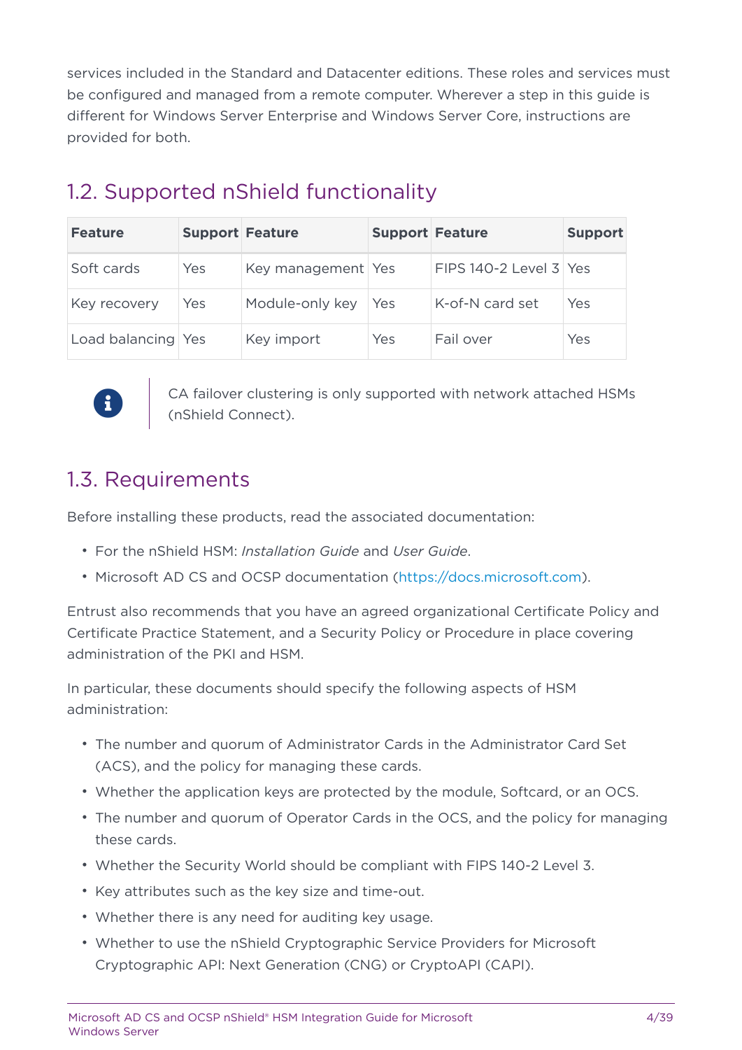services included in the Standard and Datacenter editions. These roles and services must be configured and managed from a remote computer. Wherever a step in this guide is different for Windows Server Enterprise and Windows Server Core, instructions are provided for both.

## 1.2. Supported nShield functionality

| Feature | Support | Feature | Support | Feature | Support |
| --- | --- | --- | --- | --- | --- |
| Soft cards | Yes | Key management | Yes | FIPS 140-2 Level 3 | Yes |
| Key recovery | Yes | Module-only key | Yes | K-of-N card set | Yes |
| Load balancing | Yes | Key import | Yes | Fail over | Yes |

CA failover clustering is only supported with network attached HSMs (nShield Connect).

## 1.3. Requirements

Before installing these products, read the associated documentation:

- For the nShield HSM: *Installation Guide* and *User Guide*.
- Microsoft AD CS and OCSP documentation (https://docs.microsoft.com).

Entrust also recommends that you have an agreed organizational Certificate Policy and Certificate Practice Statement, and a Security Policy or Procedure in place covering administration of the PKI and HSM.

In particular, these documents should specify the following aspects of HSM administration:

- The number and quorum of Administrator Cards in the Administrator Card Set (ACS), and the policy for managing these cards.
- Whether the application keys are protected by the module, Softcard, or an OCS.
- The number and quorum of Operator Cards in the OCS, and the policy for managing these cards.
- Whether the Security World should be compliant with FIPS 140-2 Level 3.
- Key attributes such as the key size and time-out.
- Whether there is any need for auditing key usage.
- Whether to use the nShield Cryptographic Service Providers for Microsoft Cryptographic API: Next Generation (CNG) or CryptoAPI (CAPI).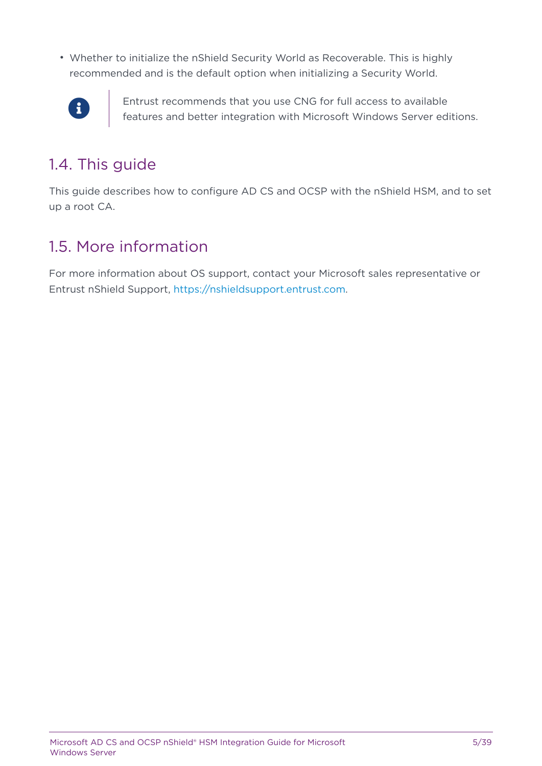- Whether to initialize the nShield Security World as Recoverable. This is highly recommended and is the default option when initializing a Security World.

> Entrust recommends that you use CNG for full access to available features and better integration with Microsoft Windows Server editions.

## 1.4. This guide

This guide describes how to configure AD CS and OCSP with the nShield HSM, and to set up a root CA.

## 1.5. More information

For more information about OS support, contact your Microsoft sales representative or Entrust nShield Support, https://nshieldsupport.entrust.com.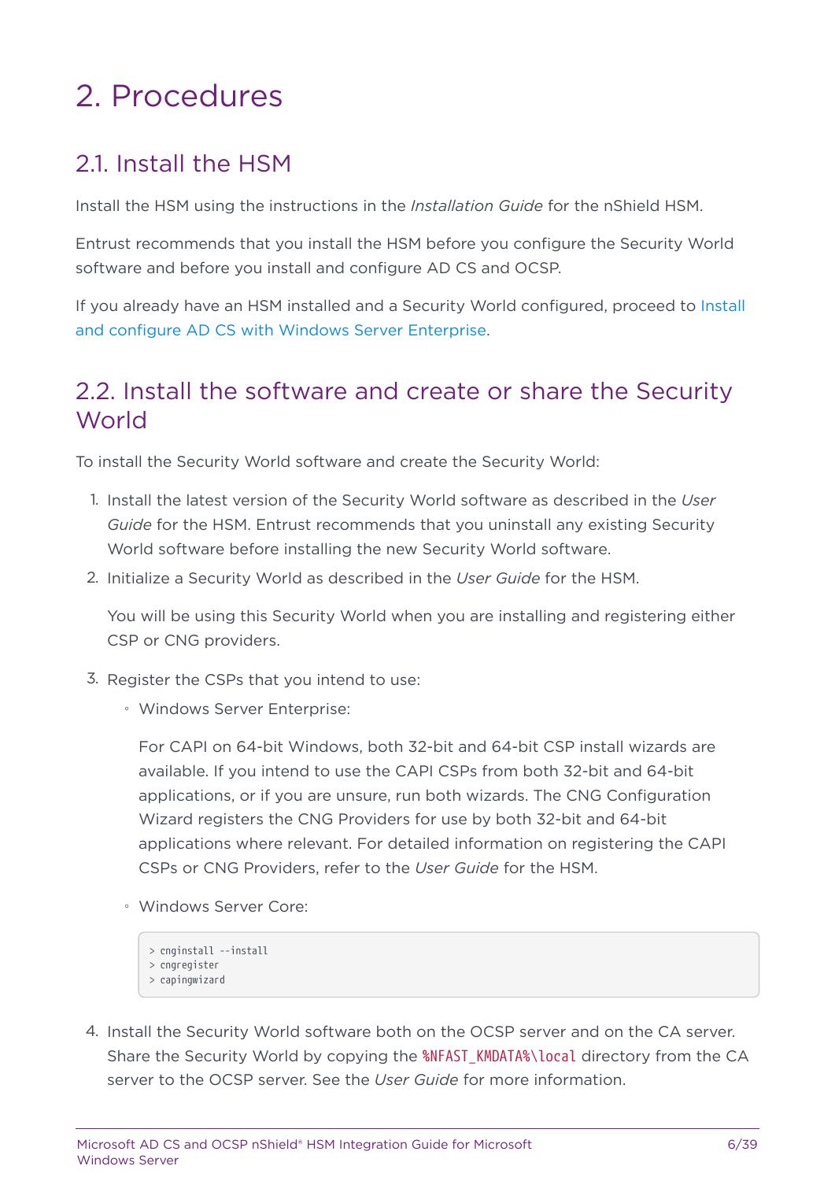# 2. Procedures

## 2.1. Install the HSM

Install the HSM using the instructions in the *Installation Guide* for the nShield HSM.

Entrust recommends that you install the HSM before you configure the Security World software and before you install and configure AD CS and OCSP.

If you already have an HSM installed and a Security World configured, proceed to Install and configure AD CS with Windows Server Enterprise.

## 2.2. Install the software and create or share the Security World

To install the Security World software and create the Security World:

1. Install the latest version of the Security World software as described in the *User Guide* for the HSM. Entrust recommends that you uninstall any existing Security World software before installing the new Security World software.
2. Initialize a Security World as described in the *User Guide* for the HSM.

   You will be using this Security World when you are installing and registering either CSP or CNG providers.

3. Register the CSPs that you intend to use:
   - Windows Server Enterprise:

     For CAPI on 64-bit Windows, both 32-bit and 64-bit CSP install wizards are available. If you intend to use the CAPI CSPs from both 32-bit and 64-bit applications, or if you are unsure, run both wizards. The CNG Configuration Wizard registers the CNG Providers for use by both 32-bit and 64-bit applications where relevant. For detailed information on registering the CAPI CSPs or CNG Providers, refer to the *User Guide* for the HSM.

   - Windows Server Core:

     ```
     > cnginstall --install
     > cngregister
     > capingwizard
     ```

4. Install the Security World software both on the OCSP server and on the CA server. Share the Security World by copying the `%NFAST_KMDATA%\local` directory from the CA server to the OCSP server. See the *User Guide* for more information.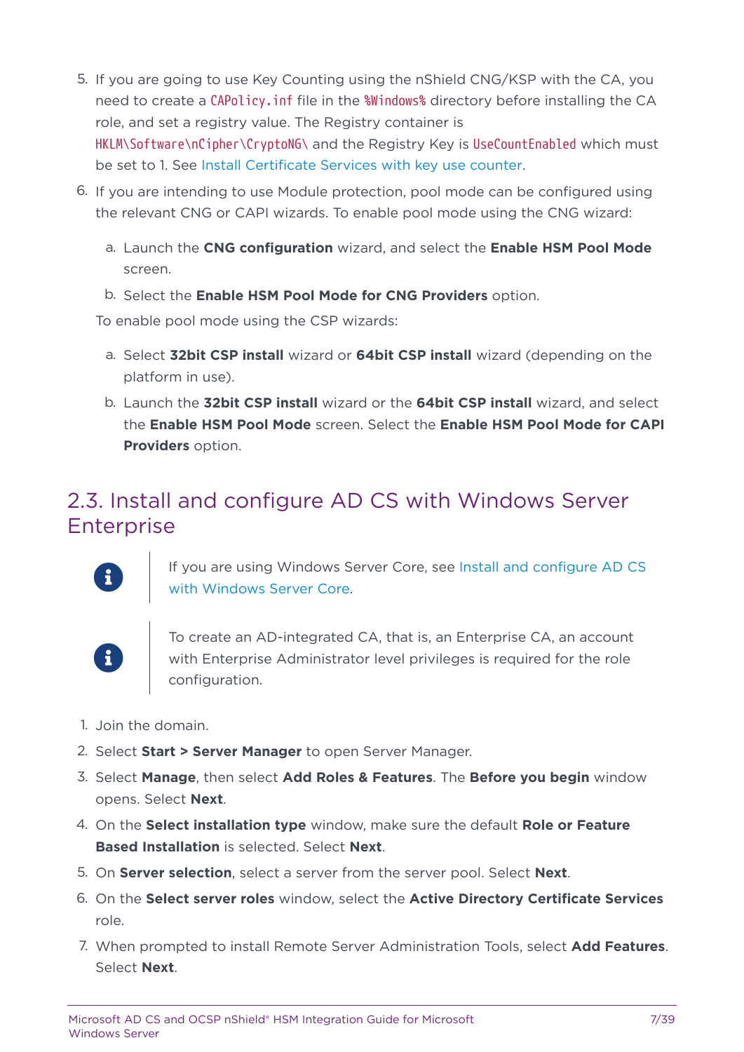5. If you are going to use Key Counting using the nShield CNG/KSP with the CA, you need to create a `CAPolicy.inf` file in the `%Windows%` directory before installing the CA role, and set a registry value. The Registry container is `HKLM\Software\nCipher\CryptoNG\` and the Registry Key is `UseCountEnabled` which must be set to 1. See Install Certificate Services with key use counter.
6. If you are intending to use Module protection, pool mode can be configured using the relevant CNG or CAPI wizards. To enable pool mode using the CNG wizard:

    a. Launch the **CNG configuration** wizard, and select the **Enable HSM Pool Mode** screen.

    b. Select the **Enable HSM Pool Mode for CNG Providers** option.

    To enable pool mode using the CSP wizards:

    a. Select **32bit CSP install** wizard or **64bit CSP install** wizard (depending on the platform in use).

    b. Launch the **32bit CSP install** wizard or the **64bit CSP install** wizard, and select the **Enable HSM Pool Mode** screen. Select the **Enable HSM Pool Mode for CAPI Providers** option.

## 2.3. Install and configure AD CS with Windows Server Enterprise

> If you are using Windows Server Core, see Install and configure AD CS with Windows Server Core.

> To create an AD-integrated CA, that is, an Enterprise CA, an account with Enterprise Administrator level privileges is required for the role configuration.

1. Join the domain.
2. Select **Start > Server Manager** to open Server Manager.
3. Select **Manage**, then select **Add Roles & Features**. The **Before you begin** window opens. Select **Next**.
4. On the **Select installation type** window, make sure the default **Role or Feature Based Installation** is selected. Select **Next**.
5. On **Server selection**, select a server from the server pool. Select **Next**.
6. On the **Select server roles** window, select the **Active Directory Certificate Services** role.
7. When prompted to install Remote Server Administration Tools, select **Add Features**. Select **Next**.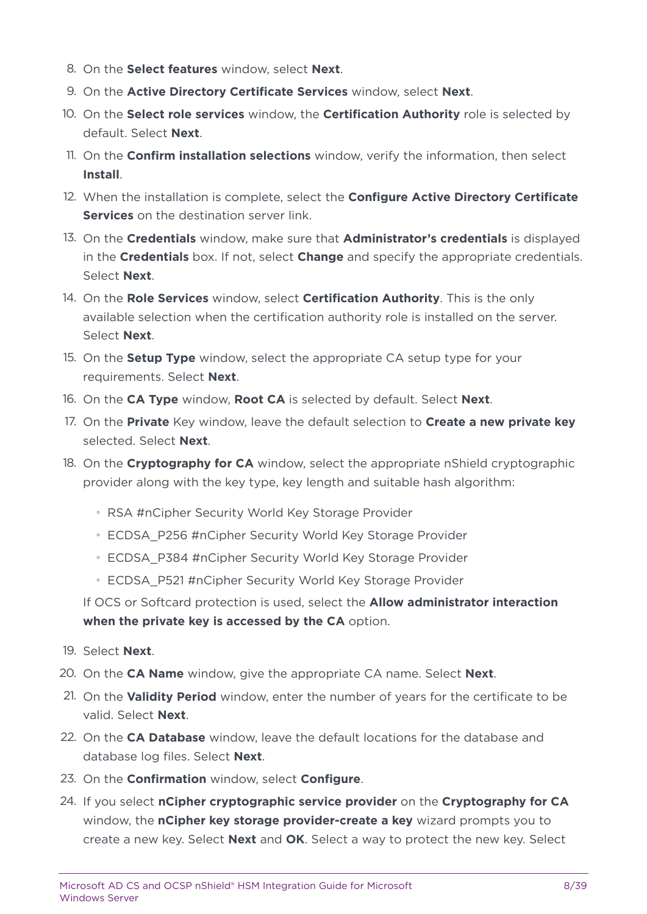8. On the **Select features** window, select **Next**.
9. On the **Active Directory Certificate Services** window, select **Next**.
10. On the **Select role services** window, the **Certification Authority** role is selected by default. Select **Next**.
11. On the **Confirm installation selections** window, verify the information, then select **Install**.
12. When the installation is complete, select the **Configure Active Directory Certificate Services** on the destination server link.
13. On the **Credentials** window, make sure that **Administrator's credentials** is displayed in the **Credentials** box. If not, select **Change** and specify the appropriate credentials. Select **Next**.
14. On the **Role Services** window, select **Certification Authority**. This is the only available selection when the certification authority role is installed on the server. Select **Next**.
15. On the **Setup Type** window, select the appropriate CA setup type for your requirements. Select **Next**.
16. On the **CA Type** window, **Root CA** is selected by default. Select **Next**.
17. On the **Private** Key window, leave the default selection to **Create a new private key** selected. Select **Next**.
18. On the **Cryptography for CA** window, select the appropriate nShield cryptographic provider along with the key type, key length and suitable hash algorithm:
    - RSA #nCipher Security World Key Storage Provider
    - ECDSA_P256 #nCipher Security World Key Storage Provider
    - ECDSA_P384 #nCipher Security World Key Storage Provider
    - ECDSA_P521 #nCipher Security World Key Storage Provider

    If OCS or Softcard protection is used, select the **Allow administrator interaction when the private key is accessed by the CA** option.
19. Select **Next**.
20. On the **CA Name** window, give the appropriate CA name. Select **Next**.
21. On the **Validity Period** window, enter the number of years for the certificate to be valid. Select **Next**.
22. On the **CA Database** window, leave the default locations for the database and database log files. Select **Next**.
23. On the **Confirmation** window, select **Configure**.
24. If you select **nCipher cryptographic service provider** on the **Cryptography for CA** window, the **nCipher key storage provider-create a key** wizard prompts you to create a new key. Select **Next** and **OK**. Select a way to protect the new key. Select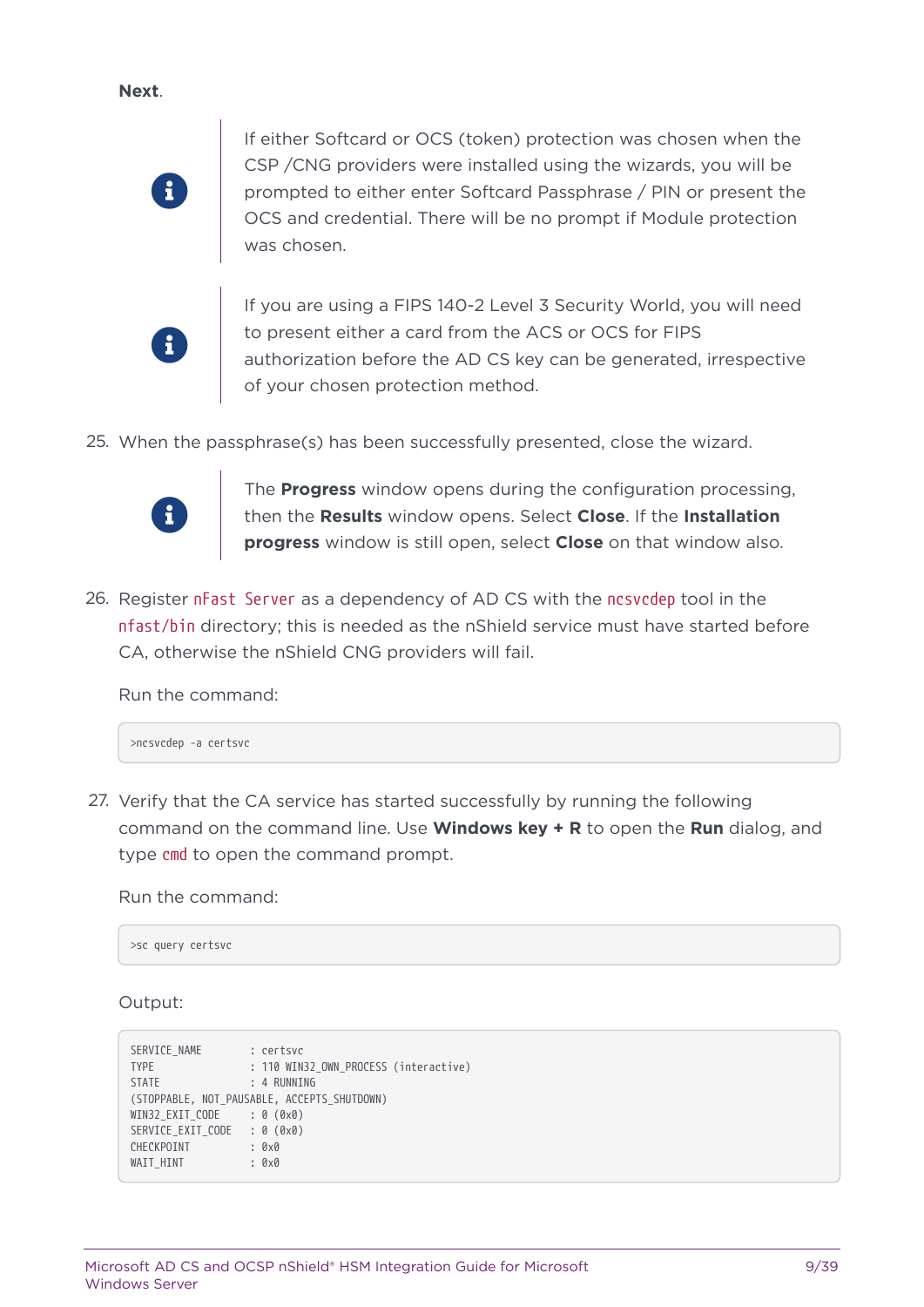**Next**.

> If either Softcard or OCS (token) protection was chosen when the CSP /CNG providers were installed using the wizards, you will be prompted to either enter Softcard Passphrase / PIN or present the OCS and credential. There will be no prompt if Module protection was chosen.

> If you are using a FIPS 140-2 Level 3 Security World, you will need to present either a card from the ACS or OCS for FIPS authorization before the AD CS key can be generated, irrespective of your chosen protection method.

25. When the passphrase(s) has been successfully presented, close the wizard.

> The **Progress** window opens during the configuration processing, then the **Results** window opens. Select **Close**. If the **Installation progress** window is still open, select **Close** on that window also.

26. Register `nFast Server` as a dependency of AD CS with the `ncsvcdep` tool in the `nfast/bin` directory; this is needed as the nShield service must have started before CA, otherwise the nShield CNG providers will fail.

    Run the command:

    ```
    >ncsvcdep -a certsvc
    ```

27. Verify that the CA service has started successfully by running the following command on the command line. Use **Windows key + R** to open the **Run** dialog, and type `cmd` to open the command prompt.

    Run the command:

    ```
    >sc query certsvc
    ```

    Output:

    ```
    SERVICE_NAME        : certsvc
    TYPE                : 110 WIN32_OWN_PROCESS (interactive)
    STATE               : 4 RUNNING
    (STOPPABLE, NOT_PAUSABLE, ACCEPTS_SHUTDOWN)
    WIN32_EXIT_CODE     : 0 (0x0)
    SERVICE_EXIT_CODE   : 0 (0x0)
    CHECKPOINT          : 0x0
    WAIT_HINT           : 0x0
    ```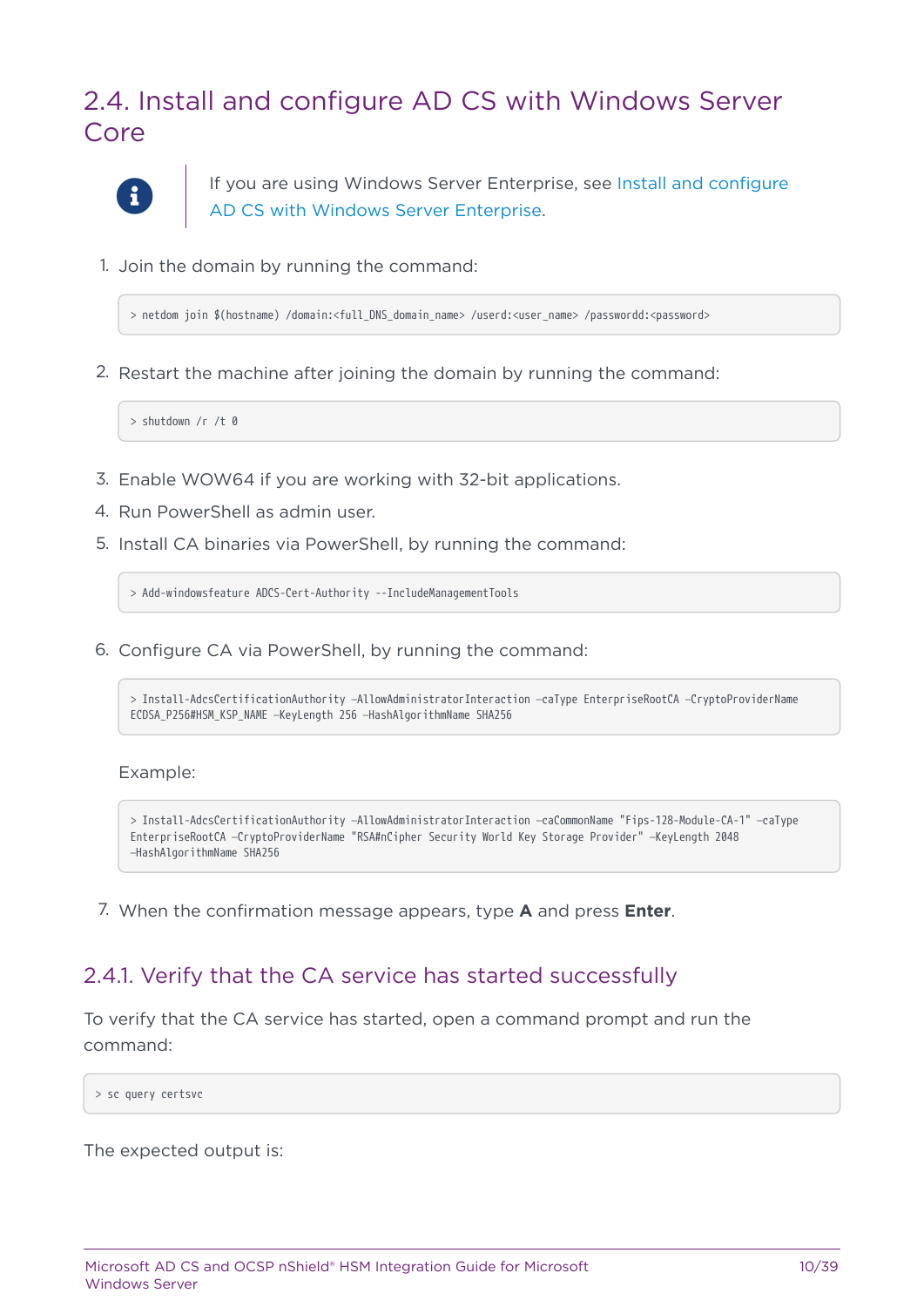## 2.4. Install and configure AD CS with Windows Server Core

> If you are using Windows Server Enterprise, see Install and configure AD CS with Windows Server Enterprise.

1. Join the domain by running the command:

```
> netdom join $(hostname) /domain:<full_DNS_domain_name> /userd:<user_name> /passwordd:<password>
```

2. Restart the machine after joining the domain by running the command:

```
> shutdown /r /t 0
```

3. Enable WOW64 if you are working with 32-bit applications.
4. Run PowerShell as admin user.
5. Install CA binaries via PowerShell, by running the command:

```
> Add-windowsfeature ADCS-Cert-Authority --IncludeManagementTools
```

6. Configure CA via PowerShell, by running the command:

```
> Install-AdcsCertificationAuthority -AllowAdministratorInteraction -caType EnterpriseRootCA -CryptoProviderName
ECDSA_P256#HSM_KSP_NAME -KeyLength 256 -HashAlgorithmName SHA256
```

Example:

```
> Install-AdcsCertificationAuthority -AllowAdministratorInteraction -caCommonName "Fips-128-Module-CA-1" -caType
EnterpriseRootCA -CryptoProviderName "RSA#nCipher Security World Key Storage Provider" -KeyLength 2048
-HashAlgorithmName SHA256
```

7. When the confirmation message appears, type **A** and press **Enter**.

### 2.4.1. Verify that the CA service has started successfully

To verify that the CA service has started, open a command prompt and run the command:

```
> sc query certsvc
```

The expected output is: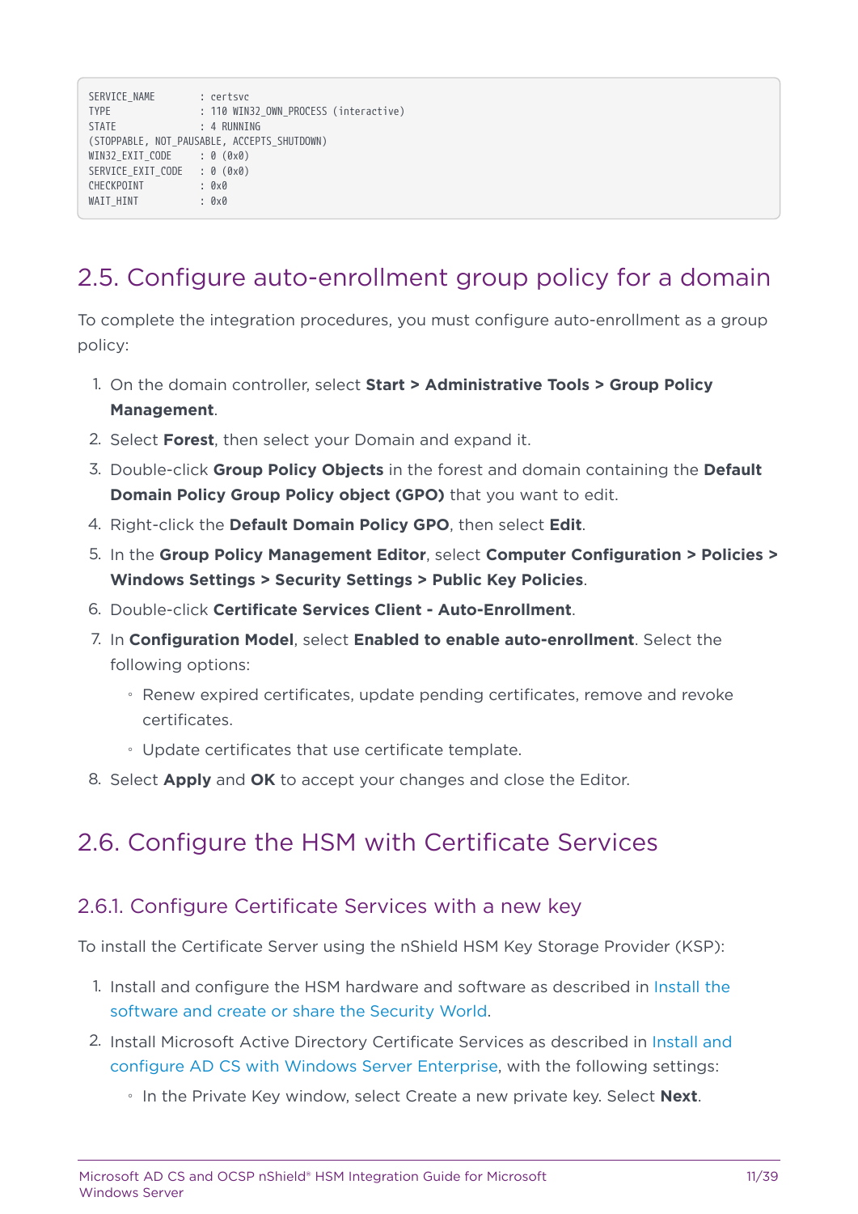```
SERVICE_NAME        : certsvc
TYPE                : 110 WIN32_OWN_PROCESS (interactive)
STATE               : 4 RUNNING
(STOPPABLE, NOT_PAUSABLE, ACCEPTS_SHUTDOWN)
WIN32_EXIT_CODE     : 0 (0x0)
SERVICE_EXIT_CODE   : 0 (0x0)
CHECKPOINT          : 0x0
WAIT_HINT           : 0x0
```

## 2.5. Configure auto-enrollment group policy for a domain

To complete the integration procedures, you must configure auto-enrollment as a group policy:

1. On the domain controller, select **Start > Administrative Tools > Group Policy Management**.
2. Select **Forest**, then select your Domain and expand it.
3. Double-click **Group Policy Objects** in the forest and domain containing the **Default Domain Policy Group Policy object (GPO)** that you want to edit.
4. Right-click the **Default Domain Policy GPO**, then select **Edit**.
5. In the **Group Policy Management Editor**, select **Computer Configuration > Policies > Windows Settings > Security Settings > Public Key Policies**.
6. Double-click **Certificate Services Client - Auto-Enrollment**.
7. In **Configuration Model**, select **Enabled to enable auto-enrollment**. Select the following options:
   - Renew expired certificates, update pending certificates, remove and revoke certificates.
   - Update certificates that use certificate template.
8. Select **Apply** and **OK** to accept your changes and close the Editor.

## 2.6. Configure the HSM with Certificate Services

### 2.6.1. Configure Certificate Services with a new key

To install the Certificate Server using the nShield HSM Key Storage Provider (KSP):

1. Install and configure the HSM hardware and software as described in Install the software and create or share the Security World.
2. Install Microsoft Active Directory Certificate Services as described in Install and configure AD CS with Windows Server Enterprise, with the following settings:
   - In the Private Key window, select Create a new private key. Select **Next**.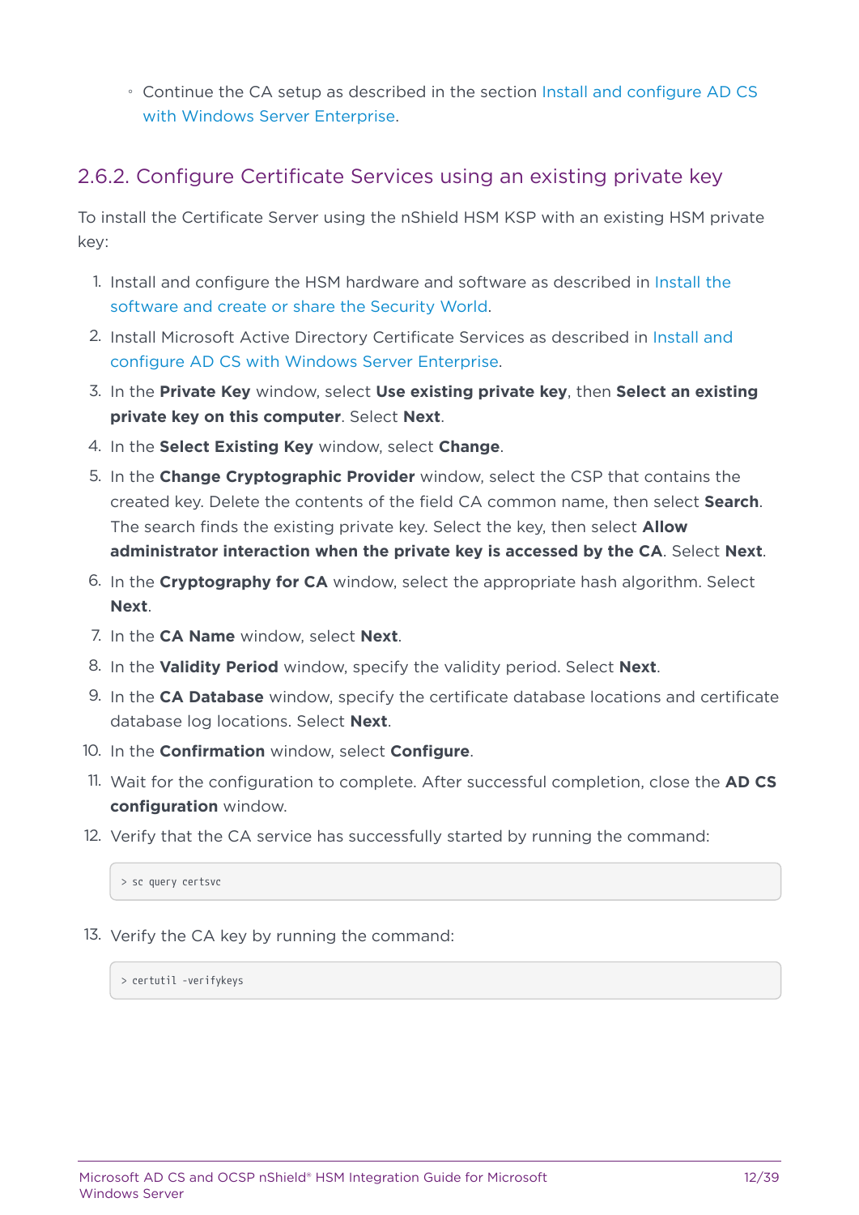- Continue the CA setup as described in the section Install and configure AD CS with Windows Server Enterprise.

### 2.6.2. Configure Certificate Services using an existing private key

To install the Certificate Server using the nShield HSM KSP with an existing HSM private key:

1. Install and configure the HSM hardware and software as described in Install the software and create or share the Security World.
2. Install Microsoft Active Directory Certificate Services as described in Install and configure AD CS with Windows Server Enterprise.
3. In the **Private Key** window, select **Use existing private key**, then **Select an existing private key on this computer**. Select **Next**.
4. In the **Select Existing Key** window, select **Change**.
5. In the **Change Cryptographic Provider** window, select the CSP that contains the created key. Delete the contents of the field CA common name, then select **Search**. The search finds the existing private key. Select the key, then select **Allow administrator interaction when the private key is accessed by the CA**. Select **Next**.
6. In the **Cryptography for CA** window, select the appropriate hash algorithm. Select **Next**.
7. In the **CA Name** window, select **Next**.
8. In the **Validity Period** window, specify the validity period. Select **Next**.
9. In the **CA Database** window, specify the certificate database locations and certificate database log locations. Select **Next**.
10. In the **Confirmation** window, select **Configure**.
11. Wait for the configuration to complete. After successful completion, close the **AD CS configuration** window.
12. Verify that the CA service has successfully started by running the command:

    ```
    > sc query certsvc
    ```

13. Verify the CA key by running the command:

    ```
    > certutil -verifykeys
    ```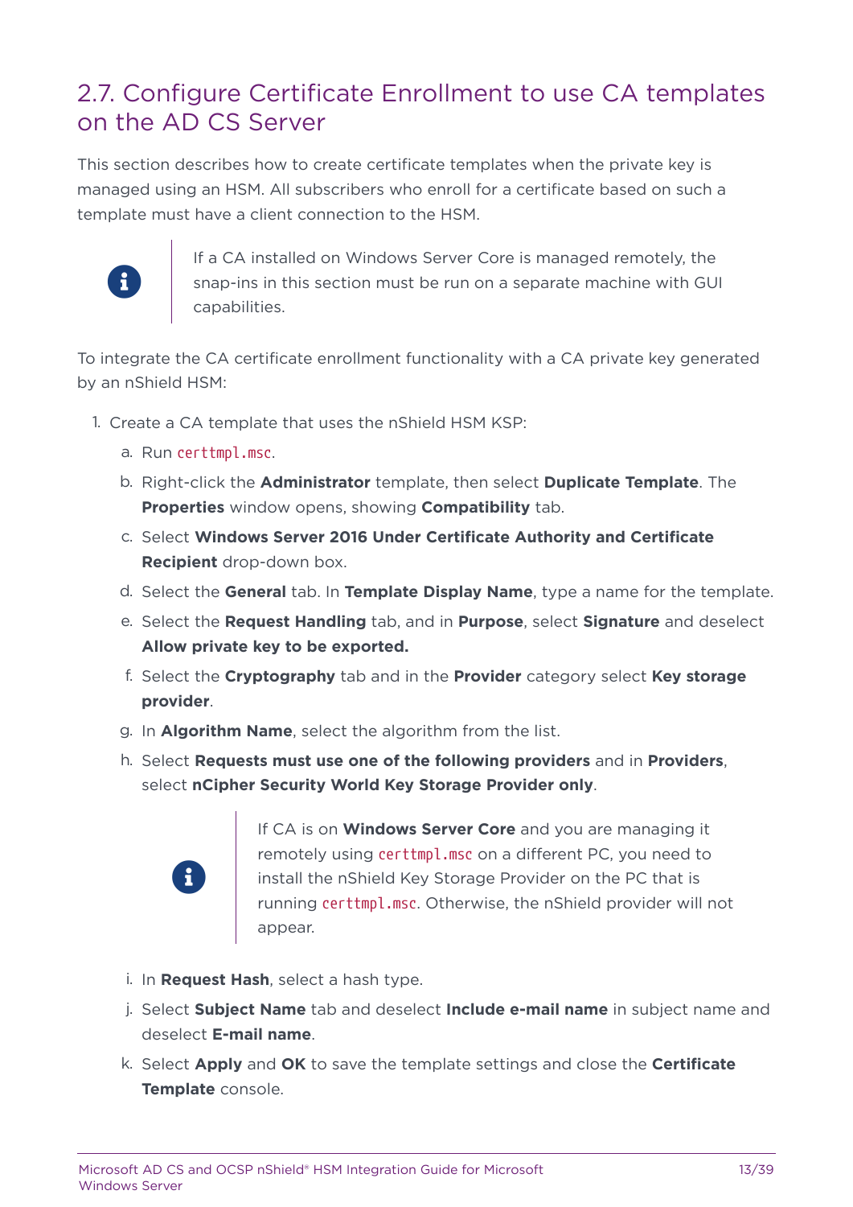## 2.7. Configure Certificate Enrollment to use CA templates on the AD CS Server

This section describes how to create certificate templates when the private key is managed using an HSM. All subscribers who enroll for a certificate based on such a template must have a client connection to the HSM.

> If a CA installed on Windows Server Core is managed remotely, the snap-ins in this section must be run on a separate machine with GUI capabilities.

To integrate the CA certificate enrollment functionality with a CA private key generated by an nShield HSM:

1. Create a CA template that uses the nShield HSM KSP:
   a. Run `certtmpl.msc`.
   b. Right-click the **Administrator** template, then select **Duplicate Template**. The **Properties** window opens, showing **Compatibility** tab.
   c. Select **Windows Server 2016 Under Certificate Authority and Certificate Recipient** drop-down box.
   d. Select the **General** tab. In **Template Display Name**, type a name for the template.
   e. Select the **Request Handling** tab, and in **Purpose**, select **Signature** and deselect **Allow private key to be exported.**
   f. Select the **Cryptography** tab and in the **Provider** category select **Key storage provider**.
   g. In **Algorithm Name**, select the algorithm from the list.
   h. Select **Requests must use one of the following providers** and in **Providers**, select **nCipher Security World Key Storage Provider only**.

      > If CA is on **Windows Server Core** and you are managing it remotely using `certtmpl.msc` on a different PC, you need to install the nShield Key Storage Provider on the PC that is running `certtmpl.msc`. Otherwise, the nShield provider will not appear.

   i. In **Request Hash**, select a hash type.
   j. Select **Subject Name** tab and deselect **Include e-mail name** in subject name and deselect **E-mail name**.
   k. Select **Apply** and **OK** to save the template settings and close the **Certificate Template** console.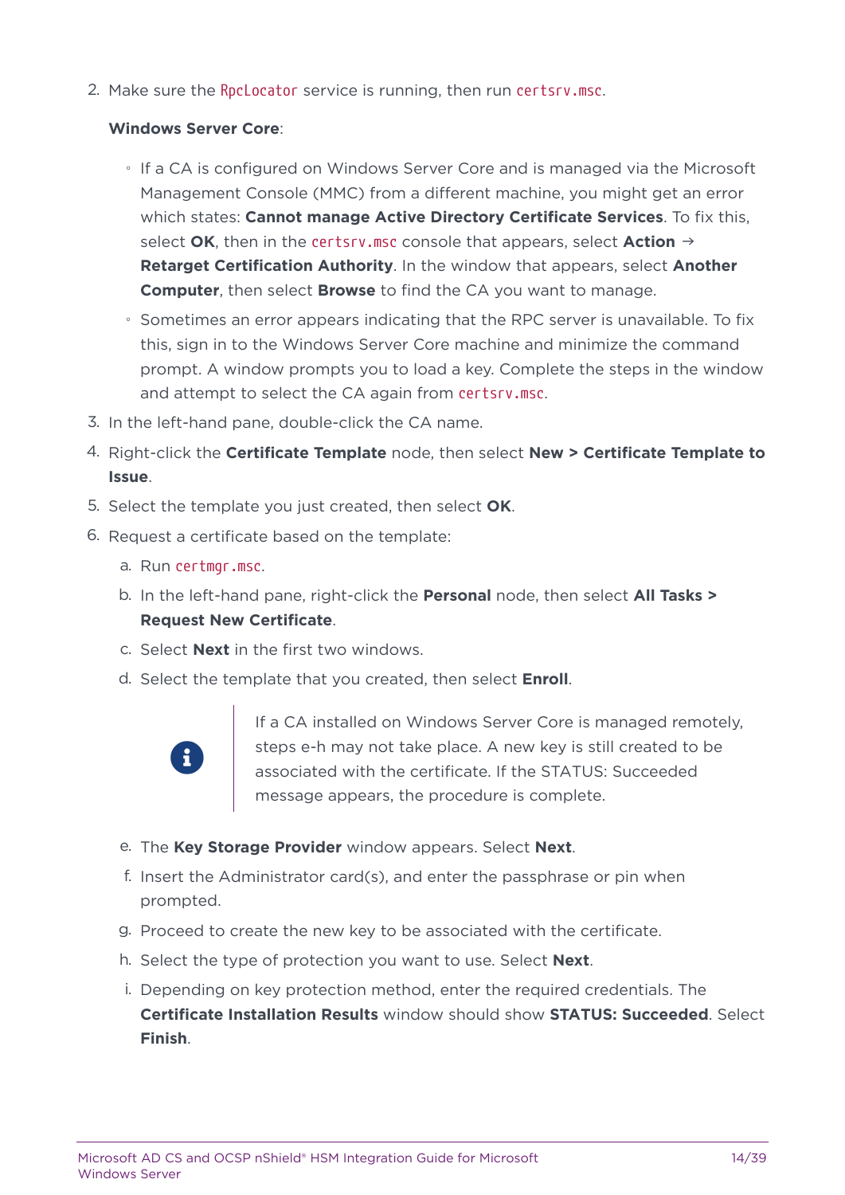2. Make sure the `RpcLocator` service is running, then run `certsrv.msc`.

   **Windows Server Core**:

   - If a CA is configured on Windows Server Core and is managed via the Microsoft Management Console (MMC) from a different machine, you might get an error which states: **Cannot manage Active Directory Certificate Services**. To fix this, select **OK**, then in the `certsrv.msc` console that appears, select **Action** → **Retarget Certification Authority**. In the window that appears, select **Another Computer**, then select **Browse** to find the CA you want to manage.
   - Sometimes an error appears indicating that the RPC server is unavailable. To fix this, sign in to the Windows Server Core machine and minimize the command prompt. A window prompts you to load a key. Complete the steps in the window and attempt to select the CA again from `certsrv.msc`.

3. In the left-hand pane, double-click the CA name.
4. Right-click the **Certificate Template** node, then select **New > Certificate Template to Issue**.
5. Select the template you just created, then select **OK**.
6. Request a certificate based on the template:

   a. Run `certmgr.msc`.

   b. In the left-hand pane, right-click the **Personal** node, then select **All Tasks > Request New Certificate**.

   c. Select **Next** in the first two windows.

   d. Select the template that you created, then select **Enroll**.

   > If a CA installed on Windows Server Core is managed remotely, steps e-h may not take place. A new key is still created to be associated with the certificate. If the STATUS: Succeeded message appears, the procedure is complete.

   e. The **Key Storage Provider** window appears. Select **Next**.

   f. Insert the Administrator card(s), and enter the passphrase or pin when prompted.

   g. Proceed to create the new key to be associated with the certificate.

   h. Select the type of protection you want to use. Select **Next**.

   i. Depending on key protection method, enter the required credentials. The **Certificate Installation Results** window should show **STATUS: Succeeded**. Select **Finish**.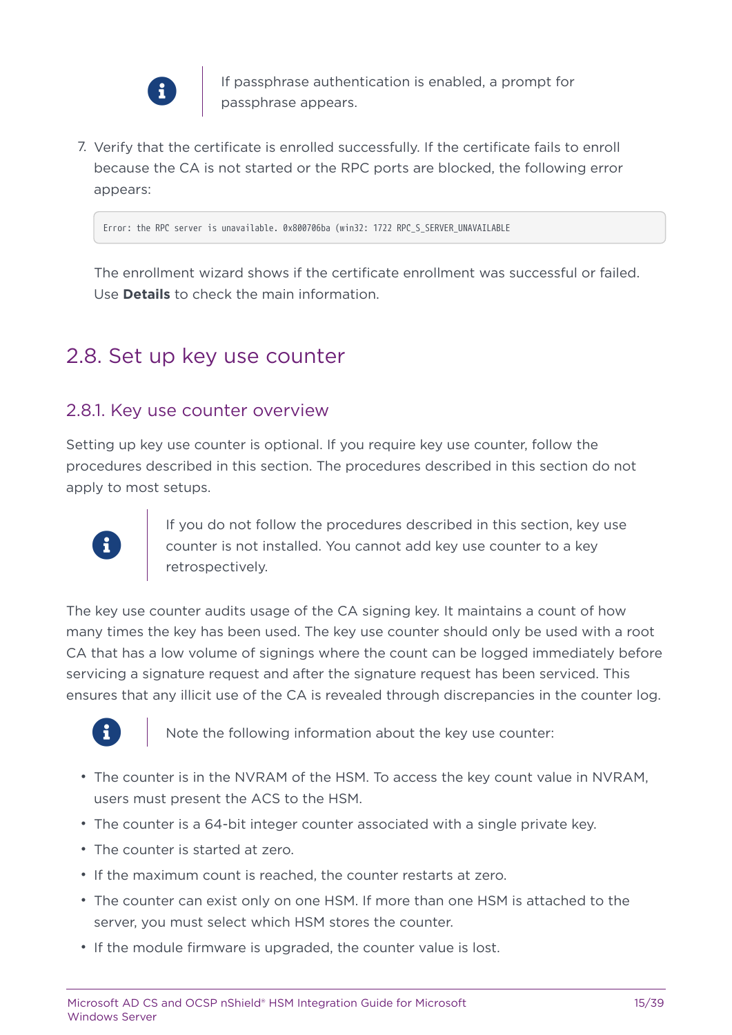> If passphrase authentication is enabled, a prompt for passphrase appears.

7. Verify that the certificate is enrolled successfully. If the certificate fails to enroll because the CA is not started or the RPC ports are blocked, the following error appears:

   ```
   Error: the RPC server is unavailable. 0x800706ba (win32: 1722 RPC_S_SERVER_UNAVAILABLE
   ```

   The enrollment wizard shows if the certificate enrollment was successful or failed. Use **Details** to check the main information.

## 2.8. Set up key use counter

### 2.8.1. Key use counter overview

Setting up key use counter is optional. If you require key use counter, follow the procedures described in this section. The procedures described in this section do not apply to most setups.

> If you do not follow the procedures described in this section, key use counter is not installed. You cannot add key use counter to a key retrospectively.

The key use counter audits usage of the CA signing key. It maintains a count of how many times the key has been used. The key use counter should only be used with a root CA that has a low volume of signings where the count can be logged immediately before servicing a signature request and after the signature request has been serviced. This ensures that any illicit use of the CA is revealed through discrepancies in the counter log.

> Note the following information about the key use counter:

- The counter is in the NVRAM of the HSM. To access the key count value in NVRAM, users must present the ACS to the HSM.
- The counter is a 64-bit integer counter associated with a single private key.
- The counter is started at zero.
- If the maximum count is reached, the counter restarts at zero.
- The counter can exist only on one HSM. If more than one HSM is attached to the server, you must select which HSM stores the counter.
- If the module firmware is upgraded, the counter value is lost.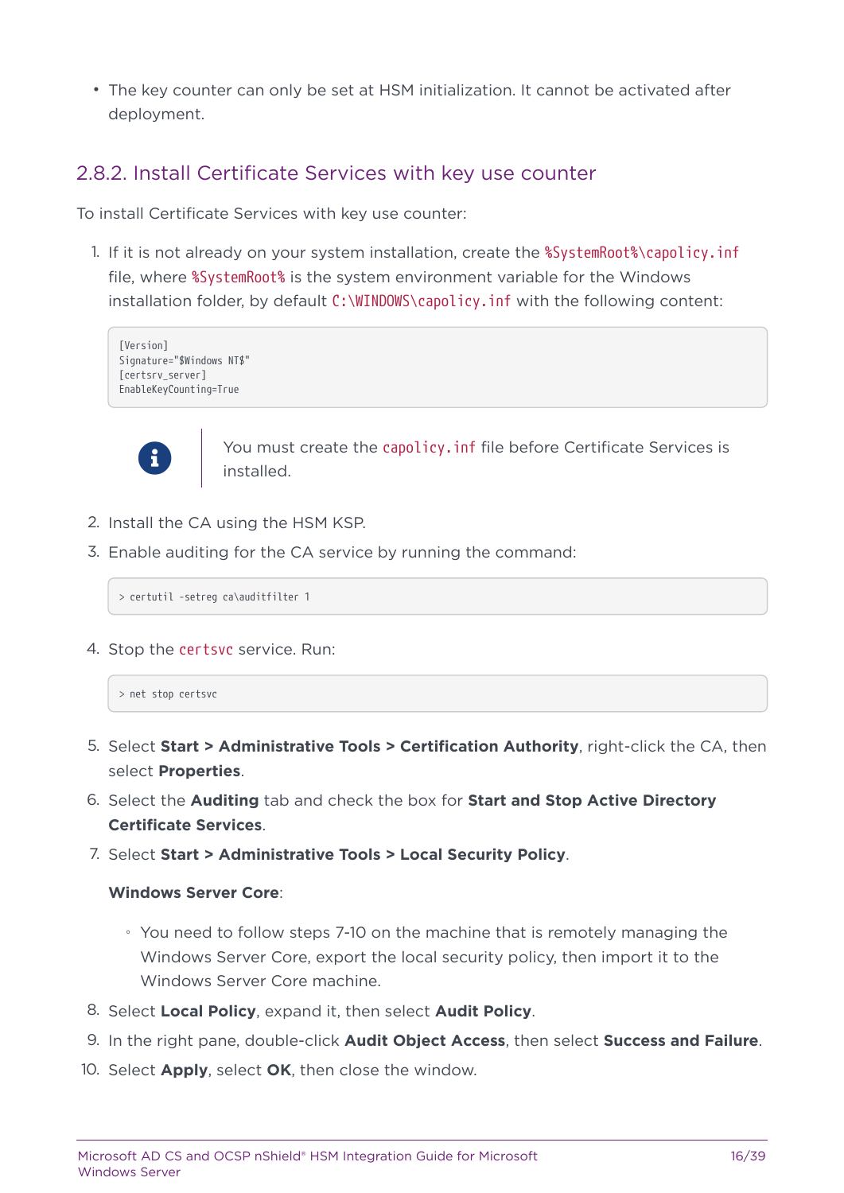- The key counter can only be set at HSM initialization. It cannot be activated after deployment.

### 2.8.2. Install Certificate Services with key use counter

To install Certificate Services with key use counter:

1. If it is not already on your system installation, create the `%SystemRoot%\capolicy.inf` file, where `%SystemRoot%` is the system environment variable for the Windows installation folder, by default `C:\WINDOWS\capolicy.inf` with the following content:

   ```
   [Version]
   Signature="$Windows NT$"
   [certsrv_server]
   EnableKeyCounting=True
   ```

   > You must create the `capolicy.inf` file before Certificate Services is installed.

2. Install the CA using the HSM KSP.
3. Enable auditing for the CA service by running the command:

   ```
   > certutil -setreg ca\auditfilter 1
   ```

4. Stop the `certsvc` service. Run:

   ```
   > net stop certsvc
   ```

5. Select **Start > Administrative Tools > Certification Authority**, right-click the CA, then select **Properties**.
6. Select the **Auditing** tab and check the box for **Start and Stop Active Directory Certificate Services**.
7. Select **Start > Administrative Tools > Local Security Policy**.

   **Windows Server Core**:

   - You need to follow steps 7-10 on the machine that is remotely managing the Windows Server Core, export the local security policy, then import it to the Windows Server Core machine.

8. Select **Local Policy**, expand it, then select **Audit Policy**.
9. In the right pane, double-click **Audit Object Access**, then select **Success and Failure**.
10. Select **Apply**, select **OK**, then close the window.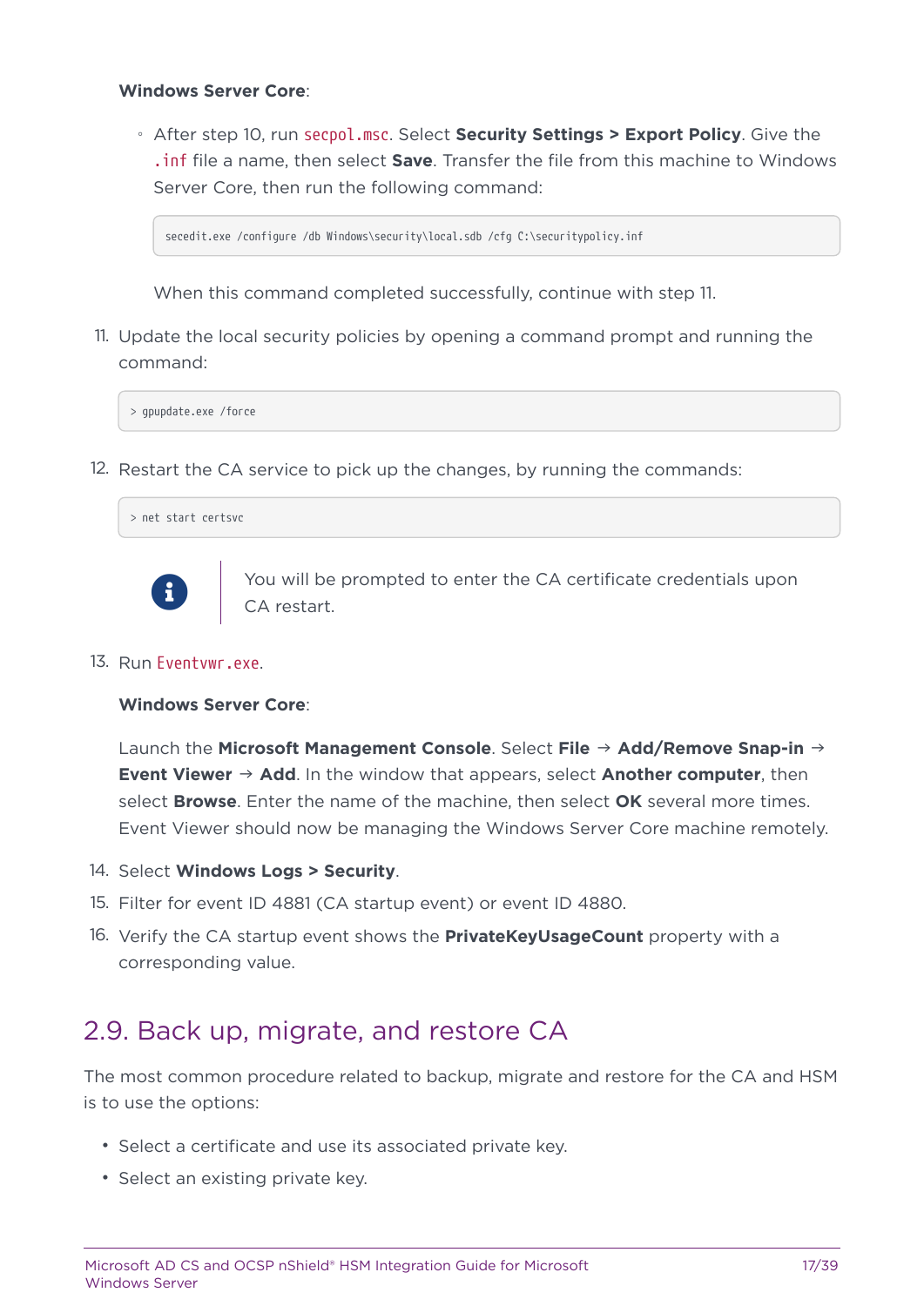**Windows Server Core**:

- After step 10, run `secpol.msc`. Select **Security Settings > Export Policy**. Give the `.inf` file a name, then select **Save**. Transfer the file from this machine to Windows Server Core, then run the following command:

  ```
  secedit.exe /configure /db Windows\security\local.sdb /cfg C:\securitypolicy.inf
  ```

  When this command completed successfully, continue with step 11.

11. Update the local security policies by opening a command prompt and running the command:

    ```
    > gpupdate.exe /force
    ```

12. Restart the CA service to pick up the changes, by running the commands:

    ```
    > net start certsvc
    ```

    > You will be prompted to enter the CA certificate credentials upon CA restart.

13. Run `Eventvwr.exe`.

    **Windows Server Core**:

    Launch the **Microsoft Management Console**. Select **File** → **Add/Remove Snap-in** → **Event Viewer** → **Add**. In the window that appears, select **Another computer**, then select **Browse**. Enter the name of the machine, then select **OK** several more times. Event Viewer should now be managing the Windows Server Core machine remotely.

14. Select **Windows Logs > Security**.
15. Filter for event ID 4881 (CA startup event) or event ID 4880.
16. Verify the CA startup event shows the **PrivateKeyUsageCount** property with a corresponding value.

## 2.9. Back up, migrate, and restore CA

The most common procedure related to backup, migrate and restore for the CA and HSM is to use the options:

- Select a certificate and use its associated private key.
- Select an existing private key.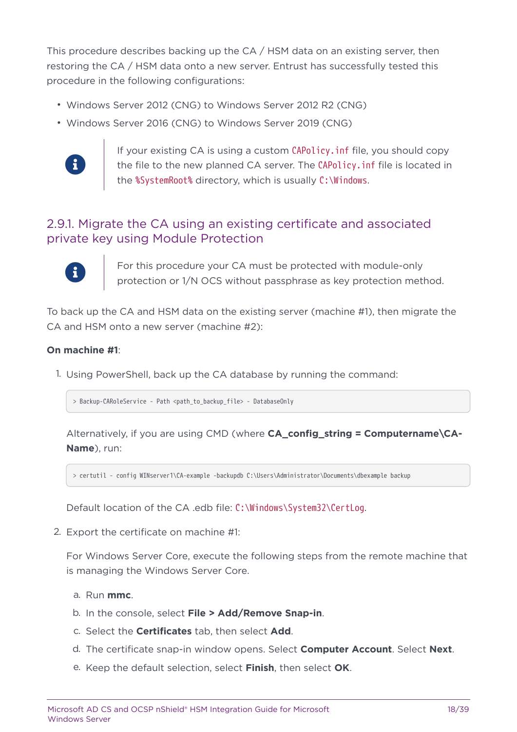This procedure describes backing up the CA / HSM data on an existing server, then restoring the CA / HSM data onto a new server. Entrust has successfully tested this procedure in the following configurations:

- Windows Server 2012 (CNG) to Windows Server 2012 R2 (CNG)
- Windows Server 2016 (CNG) to Windows Server 2019 (CNG)

> If your existing CA is using a custom `CAPolicy.inf` file, you should copy the file to the new planned CA server. The `CAPolicy.inf` file is located in the `%SystemRoot%` directory, which is usually `C:\Windows`.

### 2.9.1. Migrate the CA using an existing certificate and associated private key using Module Protection

> For this procedure your CA must be protected with module-only protection or 1/N OCS without passphrase as key protection method.

To back up the CA and HSM data on the existing server (machine #1), then migrate the CA and HSM onto a new server (machine #2):

**On machine #1**:

1. Using PowerShell, back up the CA database by running the command:

   ```
   > Backup-CARoleService - Path <path_to_backup_file> - DatabaseOnly
   ```

   Alternatively, if you are using CMD (where **CA_config_string = Computername\CA-Name**), run:

   ```
   > certutil - config WINserver1\CA-example -backupdb C:\Users\Administrator\Documents\dbexample backup
   ```

   Default location of the CA .edb file: `C:\Windows\System32\CertLog`.

2. Export the certificate on machine #1:

   For Windows Server Core, execute the following steps from the remote machine that is managing the Windows Server Core.

   a. Run **mmc**.

   b. In the console, select **File > Add/Remove Snap-in**.

   c. Select the **Certificates** tab, then select **Add**.

   d. The certificate snap-in window opens. Select **Computer Account**. Select **Next**.

   e. Keep the default selection, select **Finish**, then select **OK**.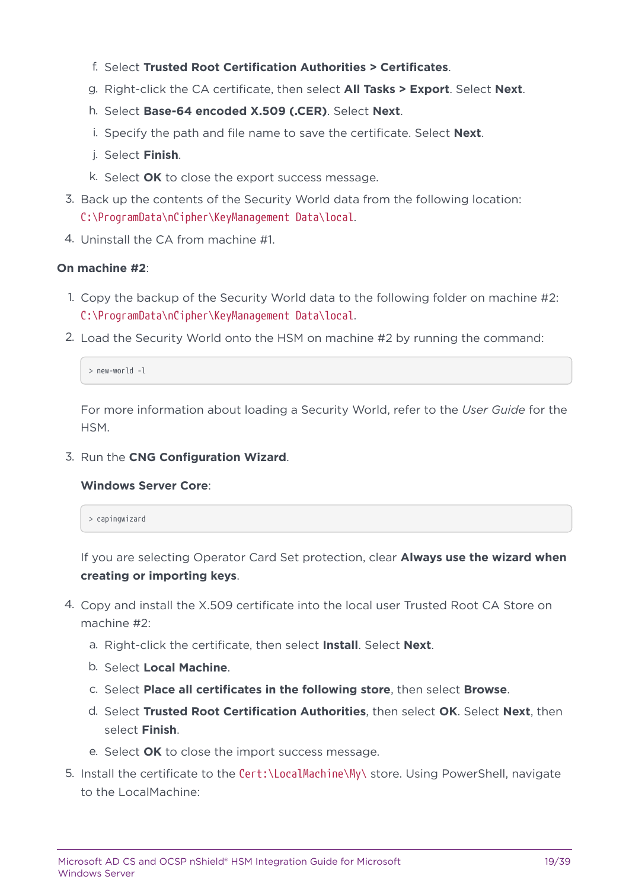f. Select **Trusted Root Certification Authorities > Certificates**.
g. Right-click the CA certificate, then select **All Tasks > Export**. Select **Next**.
h. Select **Base-64 encoded X.509 (.CER)**. Select **Next**.
i. Specify the path and file name to save the certificate. Select **Next**.
j. Select **Finish**.
k. Select **OK** to close the export success message.

3. Back up the contents of the Security World data from the following location: `C:\ProgramData\nCipher\KeyManagement Data\local`.
4. Uninstall the CA from machine #1.

**On machine #2**:

1. Copy the backup of the Security World data to the following folder on machine #2: `C:\ProgramData\nCipher\KeyManagement Data\local`.
2. Load the Security World onto the HSM on machine #2 by running the command:

```
> new-world -l
```

For more information about loading a Security World, refer to the *User Guide* for the HSM.

3. Run the **CNG Configuration Wizard**.

**Windows Server Core**:

```
> capingwizard
```

If you are selecting Operator Card Set protection, clear **Always use the wizard when creating or importing keys**.

4. Copy and install the X.509 certificate into the local user Trusted Root CA Store on machine #2:
   a. Right-click the certificate, then select **Install**. Select **Next**.
   b. Select **Local Machine**.
   c. Select **Place all certificates in the following store**, then select **Browse**.
   d. Select **Trusted Root Certification Authorities**, then select **OK**. Select **Next**, then select **Finish**.
   e. Select **OK** to close the import success message.
5. Install the certificate to the `Cert:\LocalMachine\My\` store. Using PowerShell, navigate to the LocalMachine: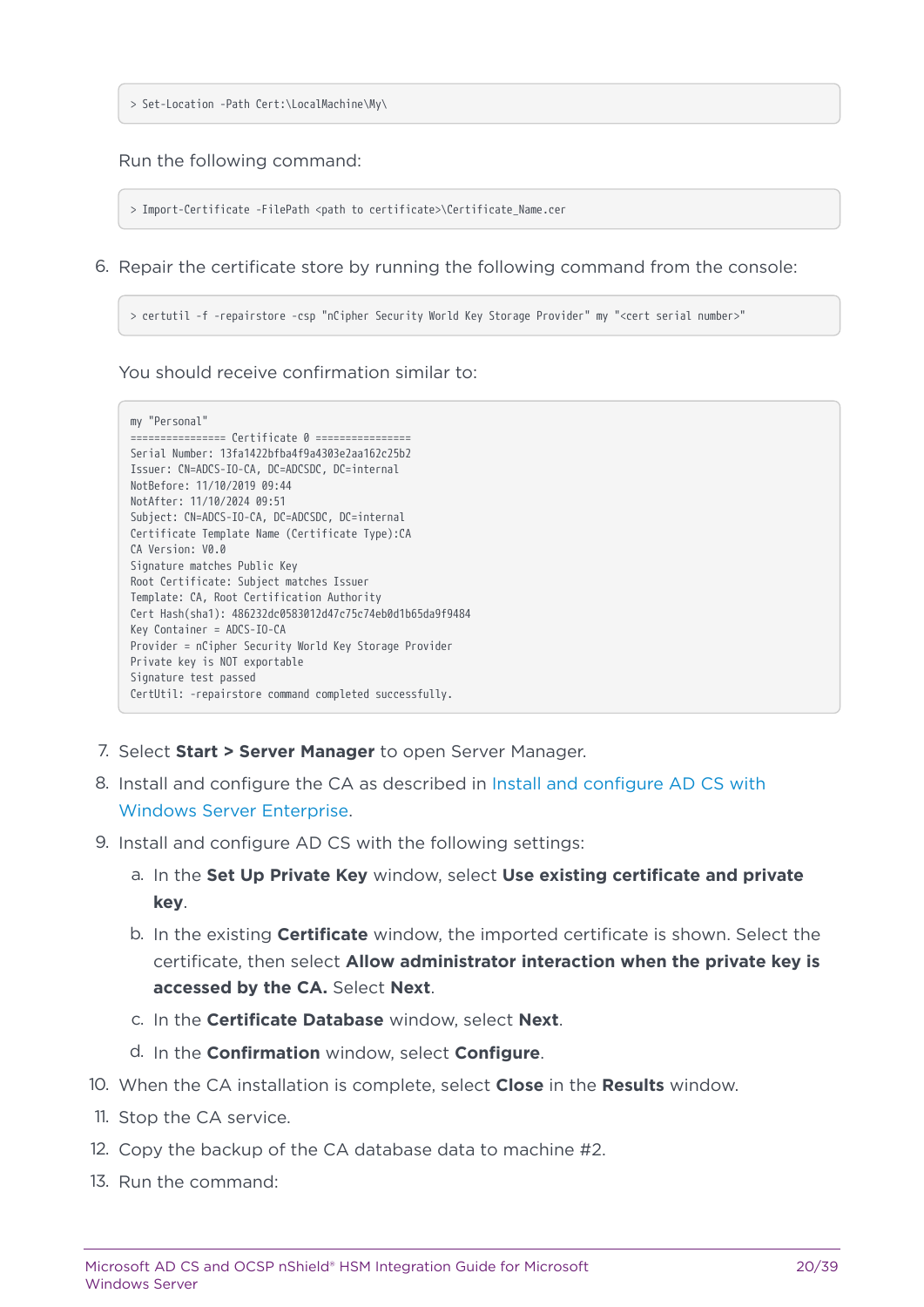```
> Set-Location -Path Cert:\LocalMachine\My\
```

Run the following command:

```
> Import-Certificate -FilePath <path to certificate>\Certificate_Name.cer
```

6. Repair the certificate store by running the following command from the console:

```
> certutil -f -repairstore -csp "nCipher Security World Key Storage Provider" my "<cert serial number>"
```

You should receive confirmation similar to:

```
my "Personal"
================ Certificate 0 ================
Serial Number: 13fa1422bfba4f9a4303e2aa162c25b2
Issuer: CN=ADCS-IO-CA, DC=ADCSDC, DC=internal
NotBefore: 11/10/2019 09:44
NotAfter: 11/10/2024 09:51
Subject: CN=ADCS-IO-CA, DC=ADCSDC, DC=internal
Certificate Template Name (Certificate Type):CA
CA Version: V0.0
Signature matches Public Key
Root Certificate: Subject matches Issuer
Template: CA, Root Certification Authority
Cert Hash(sha1): 486232dc0583012d47c75c74eb0d1b65da9f9484
Key Container = ADCS-IO-CA
Provider = nCipher Security World Key Storage Provider
Private key is NOT exportable
Signature test passed
CertUtil: -repairstore command completed successfully.
```

7. Select **Start > Server Manager** to open Server Manager.
8. Install and configure the CA as described in Install and configure AD CS with Windows Server Enterprise.
9. Install and configure AD CS with the following settings:
   a. In the **Set Up Private Key** window, select **Use existing certificate and private key**.
   b. In the existing **Certificate** window, the imported certificate is shown. Select the certificate, then select **Allow administrator interaction when the private key is accessed by the CA.** Select **Next**.
   c. In the **Certificate Database** window, select **Next**.
   d. In the **Confirmation** window, select **Configure**.
10. When the CA installation is complete, select **Close** in the **Results** window.
11. Stop the CA service.
12. Copy the backup of the CA database data to machine #2.
13. Run the command: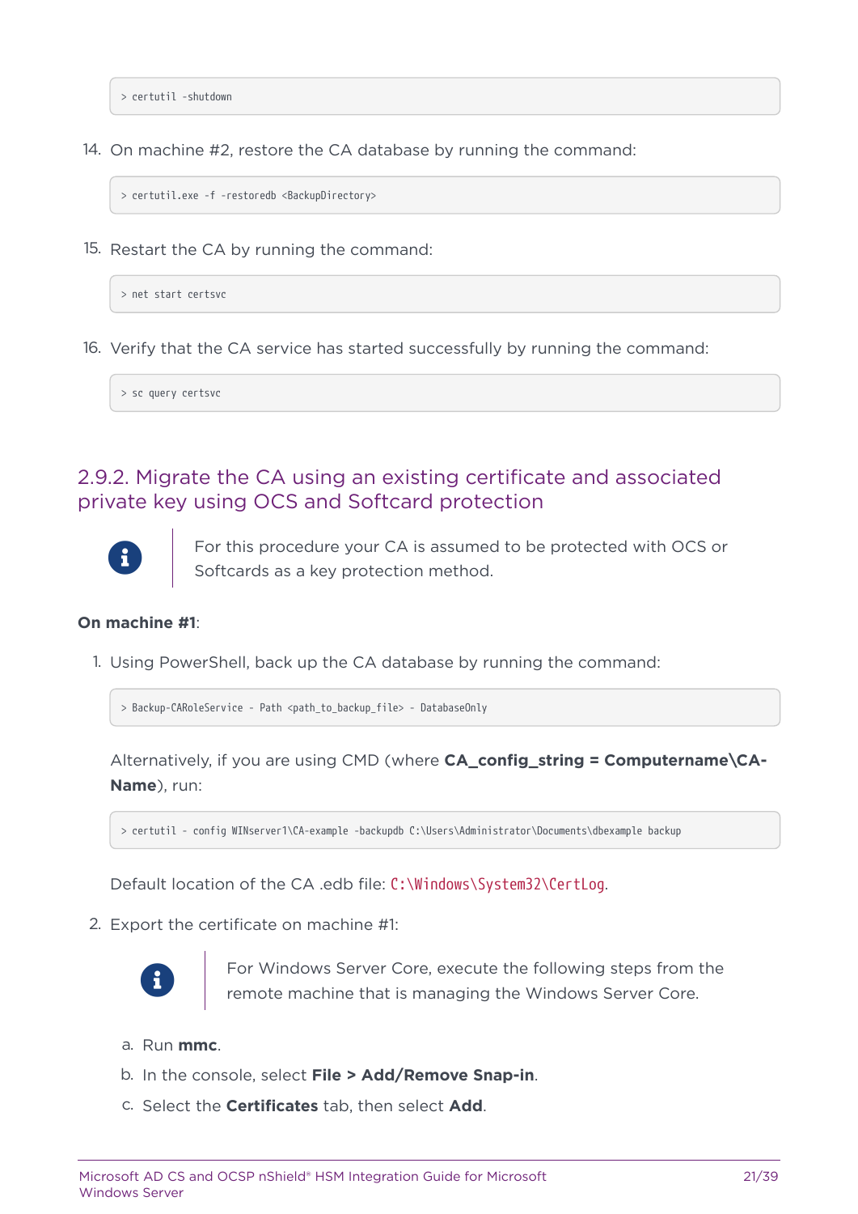```
> certutil -shutdown
```

14. On machine #2, restore the CA database by running the command:

```
> certutil.exe -f -restoredb <BackupDirectory>
```

15. Restart the CA by running the command:

```
> net start certsvc
```

16. Verify that the CA service has started successfully by running the command:

```
> sc query certsvc
```

### 2.9.2. Migrate the CA using an existing certificate and associated private key using OCS and Softcard protection

> For this procedure your CA is assumed to be protected with OCS or Softcards as a key protection method.

**On machine #1**:

1. Using PowerShell, back up the CA database by running the command:

```
> Backup-CARoleService - Path <path_to_backup_file> - DatabaseOnly
```

   Alternatively, if you are using CMD (where **CA_config_string = Computername\CA-Name**), run:

```
> certutil - config WINserver1\CA-example -backupdb C:\Users\Administrator\Documents\dbexample backup
```

   Default location of the CA .edb file: `C:\Windows\System32\CertLog`.

2. Export the certificate on machine #1:

   > For Windows Server Core, execute the following steps from the remote machine that is managing the Windows Server Core.

   a. Run **mmc**.

   b. In the console, select **File > Add/Remove Snap-in**.

   c. Select the **Certificates** tab, then select **Add**.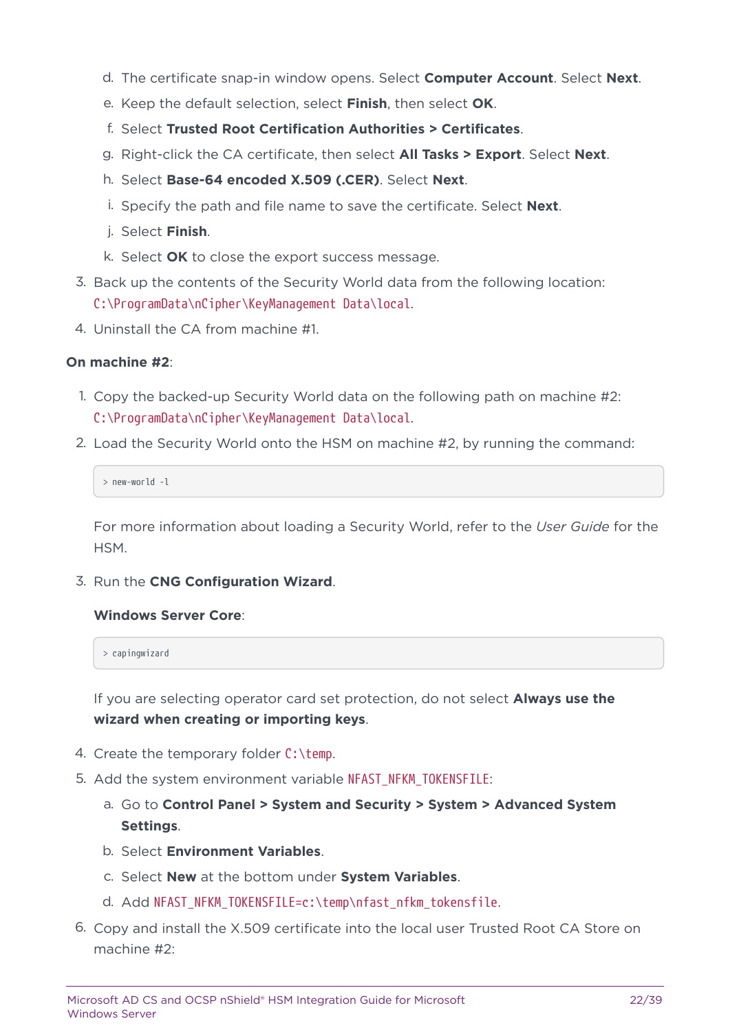d. The certificate snap-in window opens. Select **Computer Account**. Select **Next**.
   e. Keep the default selection, select **Finish**, then select **OK**.
   f. Select **Trusted Root Certification Authorities > Certificates**.
   g. Right-click the CA certificate, then select **All Tasks > Export**. Select **Next**.
   h. Select **Base-64 encoded X.509 (.CER)**. Select **Next**.
   i. Specify the path and file name to save the certificate. Select **Next**.
   j. Select **Finish**.
   k. Select **OK** to close the export success message.

3. Back up the contents of the Security World data from the following location: `C:\ProgramData\nCipher\KeyManagement Data\local`.
4. Uninstall the CA from machine #1.

**On machine #2**:

1. Copy the backed-up Security World data on the following path on machine #2: `C:\ProgramData\nCipher\KeyManagement Data\local`.
2. Load the Security World onto the HSM on machine #2, by running the command:

   ```
   > new-world -l
   ```

   For more information about loading a Security World, refer to the *User Guide* for the HSM.

3. Run the **CNG Configuration Wizard**.

   **Windows Server Core**:

   ```
   > capingwizard
   ```

   If you are selecting operator card set protection, do not select **Always use the wizard when creating or importing keys**.

4. Create the temporary folder `C:\temp`.
5. Add the system environment variable `NFAST_NFKM_TOKENSFILE`:
   a. Go to **Control Panel > System and Security > System > Advanced System Settings**.
   b. Select **Environment Variables**.
   c. Select **New** at the bottom under **System Variables**.
   d. Add `NFAST_NFKM_TOKENSFILE=c:\temp\nfast_nfkm_tokensfile`.
6. Copy and install the X.509 certificate into the local user Trusted Root CA Store on machine #2: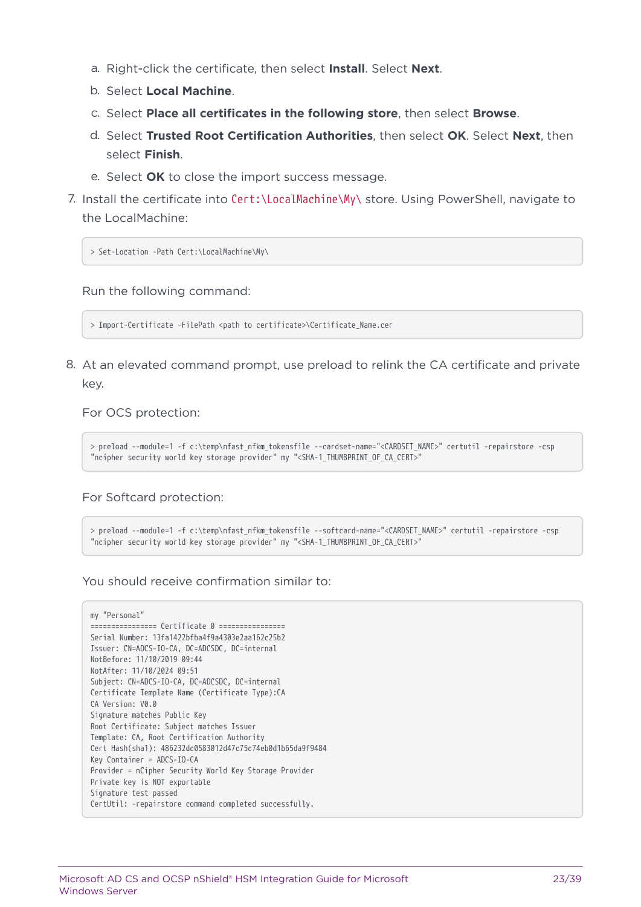a. Right-click the certificate, then select **Install**. Select **Next**.
b. Select **Local Machine**.
c. Select **Place all certificates in the following store**, then select **Browse**.
d. Select **Trusted Root Certification Authorities**, then select **OK**. Select **Next**, then select **Finish**.
e. Select **OK** to close the import success message.

7. Install the certificate into `Cert:\LocalMachine\My\` store. Using PowerShell, navigate to the LocalMachine:

```
> Set-Location -Path Cert:\LocalMachine\My\
```

Run the following command:

```
> Import-Certificate -FilePath <path to certificate>\Certificate_Name.cer
```

8. At an elevated command prompt, use preload to relink the CA certificate and private key.

For OCS protection:

```
> preload --module=1 -f c:\temp\nfast_nfkm_tokensfile --cardset-name="<CARDSET_NAME>" certutil -repairstore -csp
"ncipher security world key storage provider" my "<SHA-1_THUMBPRINT_OF_CA_CERT>"
```

For Softcard protection:

```
> preload --module=1 -f c:\temp\nfast_nfkm_tokensfile --softcard-name="<CARDSET_NAME>" certutil -repairstore -csp
"ncipher security world key storage provider" my "<SHA-1_THUMBPRINT_OF_CA_CERT>"
```

You should receive confirmation similar to:

```
my "Personal"
================ Certificate 0 ================
Serial Number: 13fa1422bfba4f9a4303e2aa162c25b2
Issuer: CN=ADCS-IO-CA, DC=ADCSDC, DC=internal
NotBefore: 11/10/2019 09:44
NotAfter: 11/10/2024 09:51
Subject: CN=ADCS-IO-CA, DC=ADCSDC, DC=internal
Certificate Template Name (Certificate Type):CA
CA Version: V0.0
Signature matches Public Key
Root Certificate: Subject matches Issuer
Template: CA, Root Certification Authority
Cert Hash(sha1): 486232dc0583012d47c75c74eb0d1b65da9f9484
Key Container = ADCS-IO-CA
Provider = nCipher Security World Key Storage Provider
Private key is NOT exportable
Signature test passed
CertUtil: -repairstore command completed successfully.
```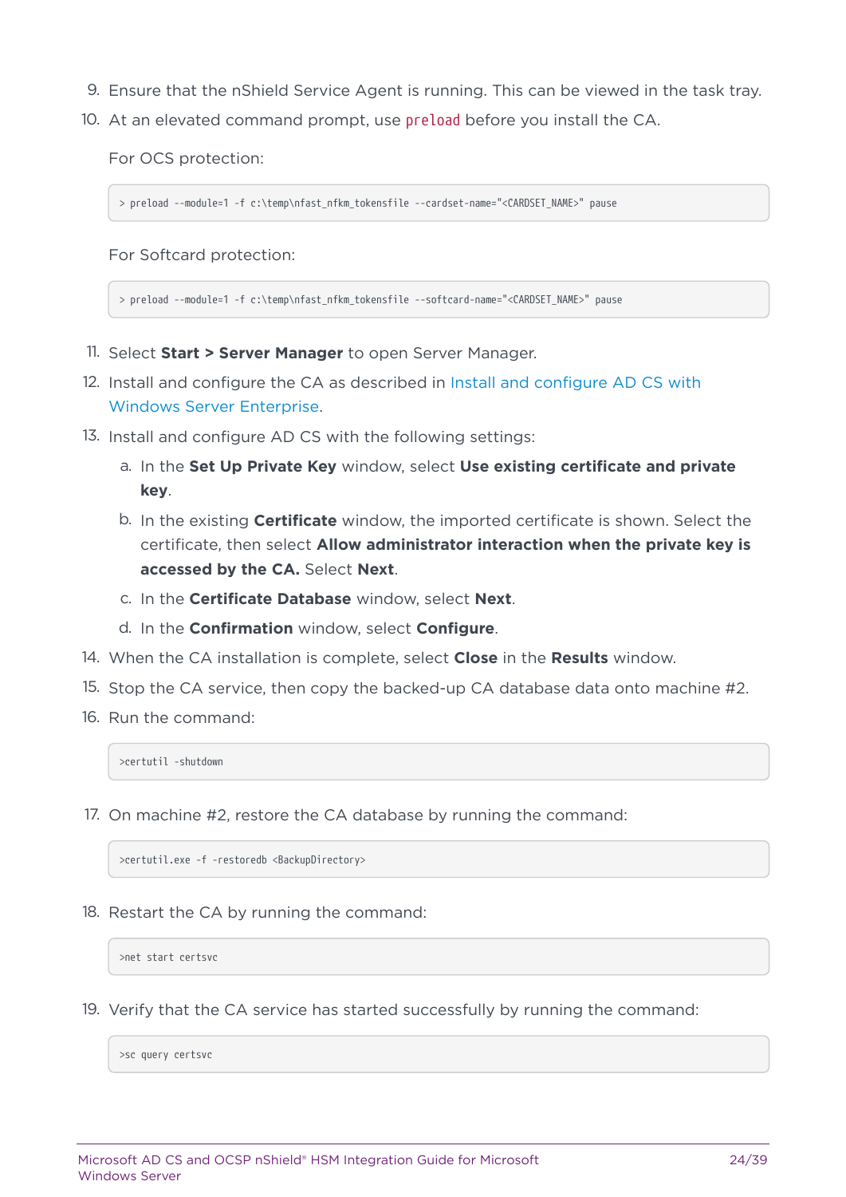9. Ensure that the nShield Service Agent is running. This can be viewed in the task tray.
10. At an elevated command prompt, use `preload` before you install the CA.

    For OCS protection:

    ```
    > preload --module=1 -f c:\temp\nfast_nfkm_tokensfile --cardset-name="<CARDSET_NAME>" pause
    ```

    For Softcard protection:

    ```
    > preload --module=1 -f c:\temp\nfast_nfkm_tokensfile --softcard-name="<CARDSET_NAME>" pause
    ```

11. Select **Start > Server Manager** to open Server Manager.
12. Install and configure the CA as described in Install and configure AD CS with Windows Server Enterprise.
13. Install and configure AD CS with the following settings:
    a. In the **Set Up Private Key** window, select **Use existing certificate and private key**.
    b. In the existing **Certificate** window, the imported certificate is shown. Select the certificate, then select **Allow administrator interaction when the private key is accessed by the CA.** Select **Next**.
    c. In the **Certificate Database** window, select **Next**.
    d. In the **Confirmation** window, select **Configure**.
14. When the CA installation is complete, select **Close** in the **Results** window.
15. Stop the CA service, then copy the backed-up CA database data onto machine #2.
16. Run the command:

    ```
    >certutil -shutdown
    ```

17. On machine #2, restore the CA database by running the command:

    ```
    >certutil.exe -f -restoredb <BackupDirectory>
    ```

18. Restart the CA by running the command:

    ```
    >net start certsvc
    ```

19. Verify that the CA service has started successfully by running the command:

    ```
    >sc query certsvc
    ```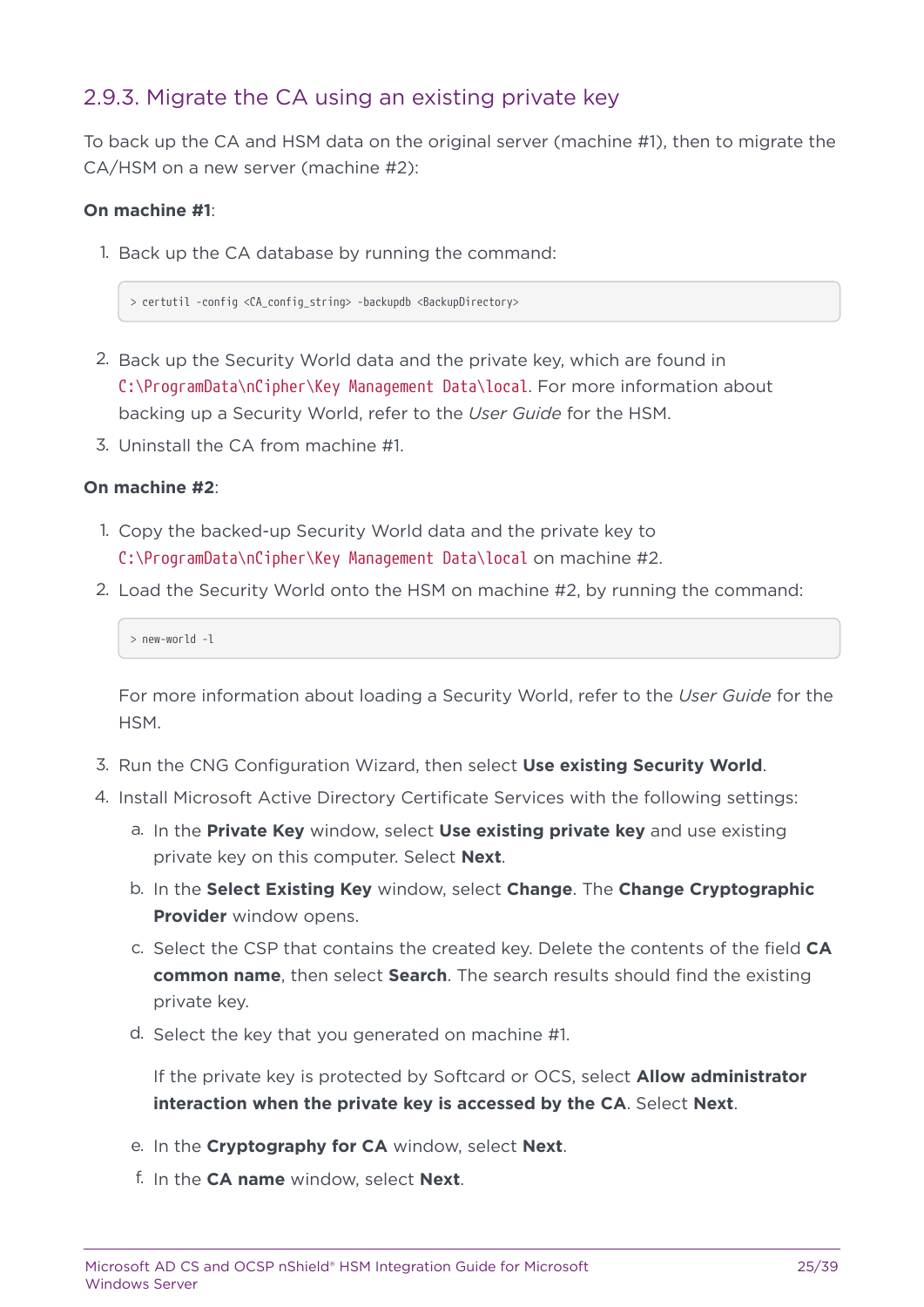### 2.9.3. Migrate the CA using an existing private key

To back up the CA and HSM data on the original server (machine #1), then to migrate the CA/HSM on a new server (machine #2):

**On machine #1**:

1. Back up the CA database by running the command:

   ```
   > certutil -config <CA_config_string> -backupdb <BackupDirectory>
   ```

2. Back up the Security World data and the private key, which are found in `C:\ProgramData\nCipher\Key Management Data\local`. For more information about backing up a Security World, refer to the *User Guide* for the HSM.
3. Uninstall the CA from machine #1.

**On machine #2**:

1. Copy the backed-up Security World data and the private key to `C:\ProgramData\nCipher\Key Management Data\local` on machine #2.
2. Load the Security World onto the HSM on machine #2, by running the command:

   ```
   > new-world -l
   ```

   For more information about loading a Security World, refer to the *User Guide* for the HSM.

3. Run the CNG Configuration Wizard, then select **Use existing Security World**.
4. Install Microsoft Active Directory Certificate Services with the following settings:
   a. In the **Private Key** window, select **Use existing private key** and use existing private key on this computer. Select **Next**.
   b. In the **Select Existing Key** window, select **Change**. The **Change Cryptographic Provider** window opens.
   c. Select the CSP that contains the created key. Delete the contents of the field **CA common name**, then select **Search**. The search results should find the existing private key.
   d. Select the key that you generated on machine #1.

      If the private key is protected by Softcard or OCS, select **Allow administrator interaction when the private key is accessed by the CA**. Select **Next**.

   e. In the **Cryptography for CA** window, select **Next**.
   f. In the **CA name** window, select **Next**.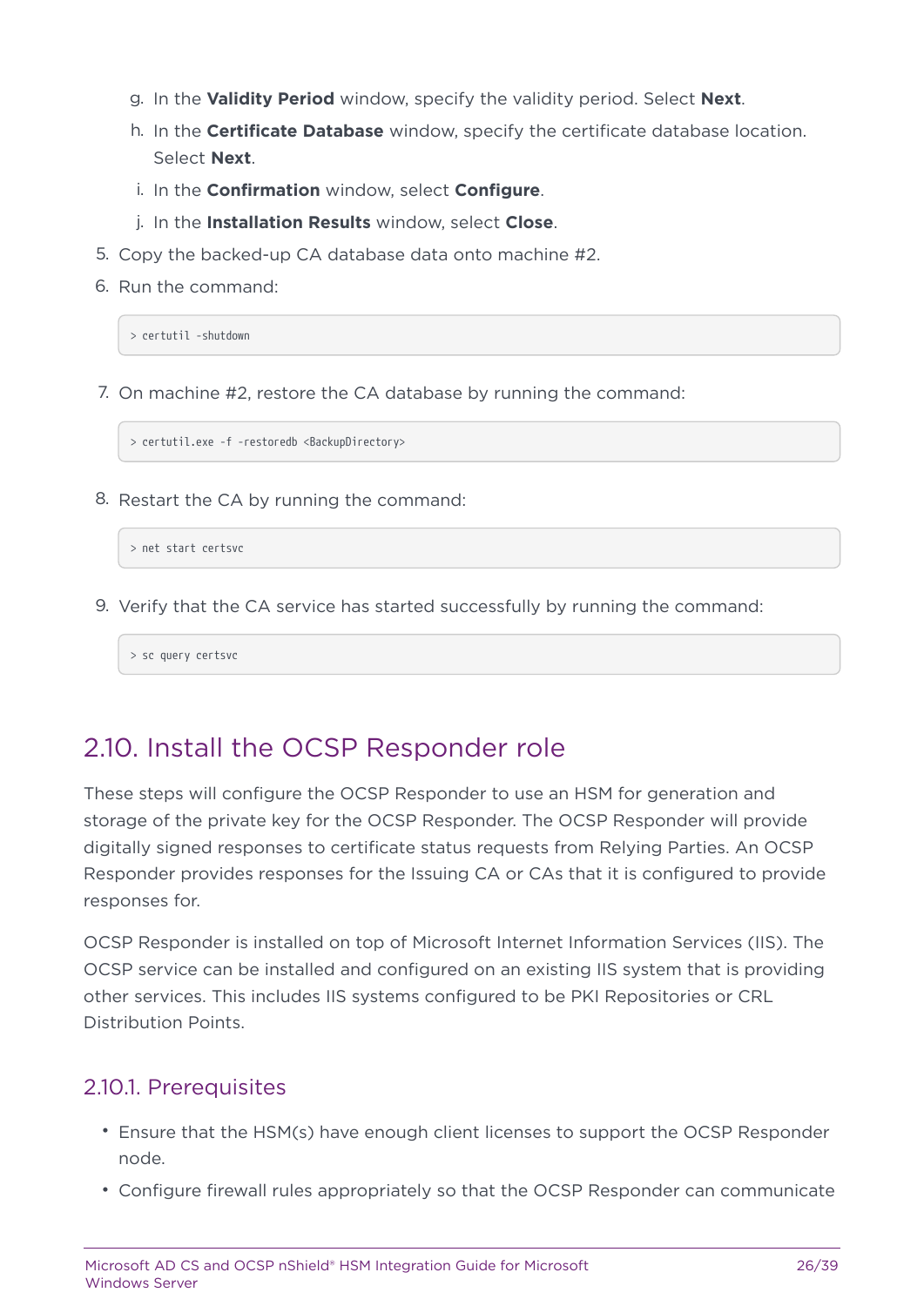g. In the **Validity Period** window, specify the validity period. Select **Next**.
   h. In the **Certificate Database** window, specify the certificate database location. Select **Next**.
   i. In the **Confirmation** window, select **Configure**.
   j. In the **Installation Results** window, select **Close**.
5. Copy the backed-up CA database data onto machine #2.
6. Run the command:

```
> certutil -shutdown
```

7. On machine #2, restore the CA database by running the command:

```
> certutil.exe -f -restoredb <BackupDirectory>
```

8. Restart the CA by running the command:

```
> net start certsvc
```

9. Verify that the CA service has started successfully by running the command:

```
> sc query certsvc
```

## 2.10. Install the OCSP Responder role

These steps will configure the OCSP Responder to use an HSM for generation and storage of the private key for the OCSP Responder. The OCSP Responder will provide digitally signed responses to certificate status requests from Relying Parties. An OCSP Responder provides responses for the Issuing CA or CAs that it is configured to provide responses for.

OCSP Responder is installed on top of Microsoft Internet Information Services (IIS). The OCSP service can be installed and configured on an existing IIS system that is providing other services. This includes IIS systems configured to be PKI Repositories or CRL Distribution Points.

### 2.10.1. Prerequisites

- Ensure that the HSM(s) have enough client licenses to support the OCSP Responder node.
- Configure firewall rules appropriately so that the OCSP Responder can communicate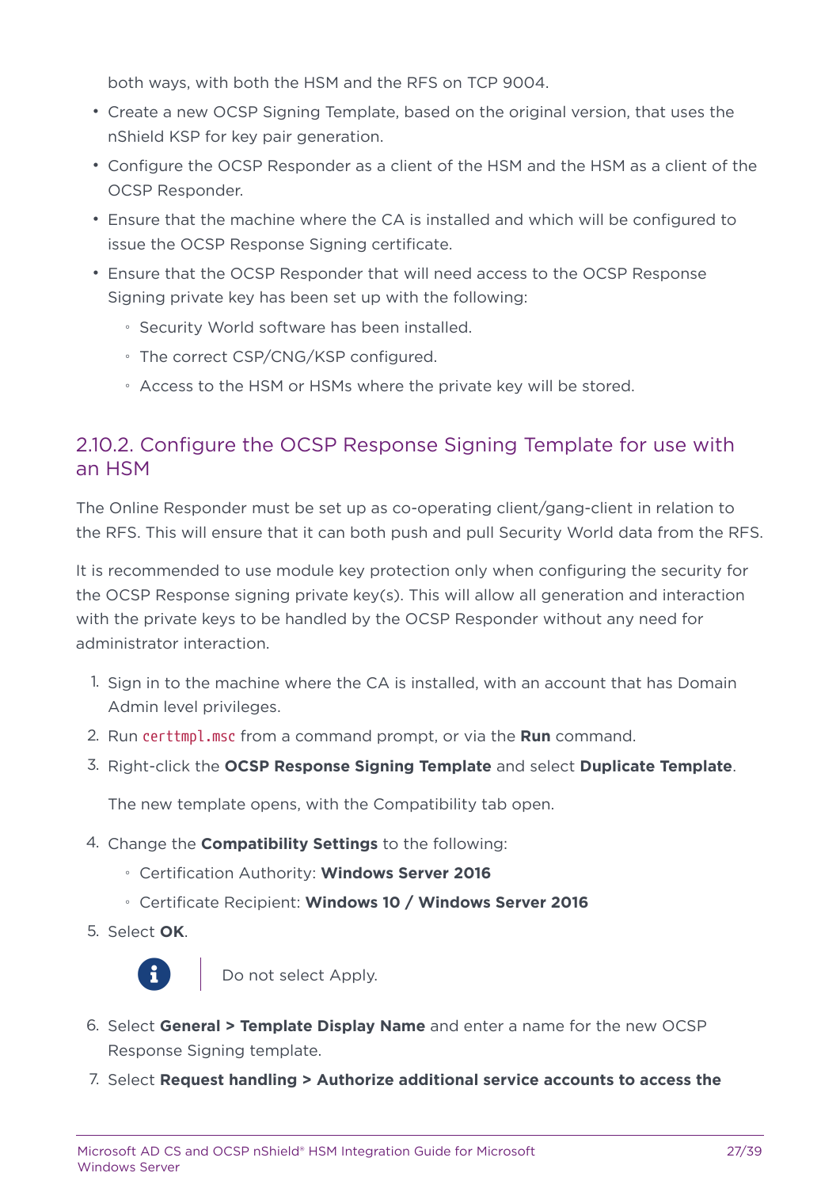both ways, with both the HSM and the RFS on TCP 9004.

- Create a new OCSP Signing Template, based on the original version, that uses the nShield KSP for key pair generation.
- Configure the OCSP Responder as a client of the HSM and the HSM as a client of the OCSP Responder.
- Ensure that the machine where the CA is installed and which will be configured to issue the OCSP Response Signing certificate.
- Ensure that the OCSP Responder that will need access to the OCSP Response Signing private key has been set up with the following:
  - Security World software has been installed.
  - The correct CSP/CNG/KSP configured.
  - Access to the HSM or HSMs where the private key will be stored.

### 2.10.2. Configure the OCSP Response Signing Template for use with an HSM

The Online Responder must be set up as co-operating client/gang-client in relation to the RFS. This will ensure that it can both push and pull Security World data from the RFS.

It is recommended to use module key protection only when configuring the security for the OCSP Response signing private key(s). This will allow all generation and interaction with the private keys to be handled by the OCSP Responder without any need for administrator interaction.

1. Sign in to the machine where the CA is installed, with an account that has Domain Admin level privileges.
2. Run `certtmpl.msc` from a command prompt, or via the **Run** command.
3. Right-click the **OCSP Response Signing Template** and select **Duplicate Template**.

   The new template opens, with the Compatibility tab open.
4. Change the **Compatibility Settings** to the following:
   - Certification Authority: **Windows Server 2016**
   - Certificate Recipient: **Windows 10 / Windows Server 2016**
5. Select **OK**.

   > Do not select Apply.
6. Select **General > Template Display Name** and enter a name for the new OCSP Response Signing template.
7. Select **Request handling > Authorize additional service accounts to access the**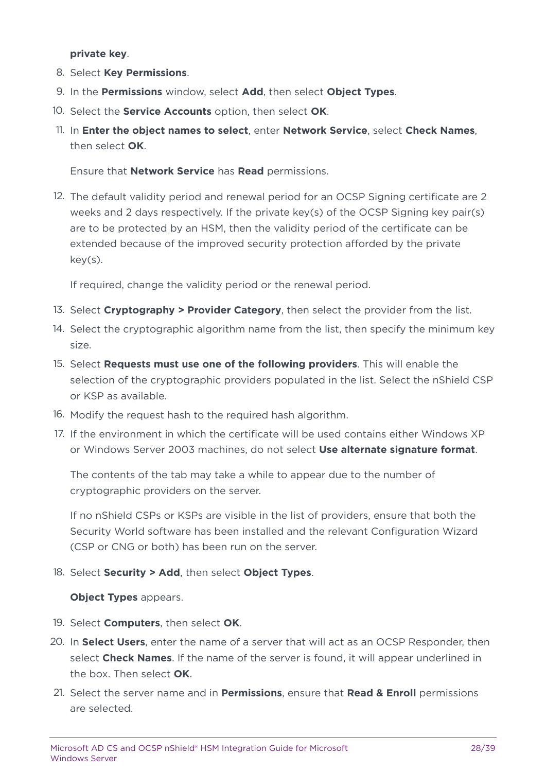**private key**.

8. Select **Key Permissions**.
9. In the **Permissions** window, select **Add**, then select **Object Types**.
10. Select the **Service Accounts** option, then select **OK**.
11. In **Enter the object names to select**, enter **Network Service**, select **Check Names**, then select **OK**.

    Ensure that **Network Service** has **Read** permissions.

12. The default validity period and renewal period for an OCSP Signing certificate are 2 weeks and 2 days respectively. If the private key(s) of the OCSP Signing key pair(s) are to be protected by an HSM, then the validity period of the certificate can be extended because of the improved security protection afforded by the private key(s).

    If required, change the validity period or the renewal period.

13. Select **Cryptography > Provider Category**, then select the provider from the list.
14. Select the cryptographic algorithm name from the list, then specify the minimum key size.
15. Select **Requests must use one of the following providers**. This will enable the selection of the cryptographic providers populated in the list. Select the nShield CSP or KSP as available.
16. Modify the request hash to the required hash algorithm.
17. If the environment in which the certificate will be used contains either Windows XP or Windows Server 2003 machines, do not select **Use alternate signature format**.

    The contents of the tab may take a while to appear due to the number of cryptographic providers on the server.

    If no nShield CSPs or KSPs are visible in the list of providers, ensure that both the Security World software has been installed and the relevant Configuration Wizard (CSP or CNG or both) has been run on the server.

18. Select **Security > Add**, then select **Object Types**.

    **Object Types** appears.

19. Select **Computers**, then select **OK**.
20. In **Select Users**, enter the name of a server that will act as an OCSP Responder, then select **Check Names**. If the name of the server is found, it will appear underlined in the box. Then select **OK**.
21. Select the server name and in **Permissions**, ensure that **Read & Enroll** permissions are selected.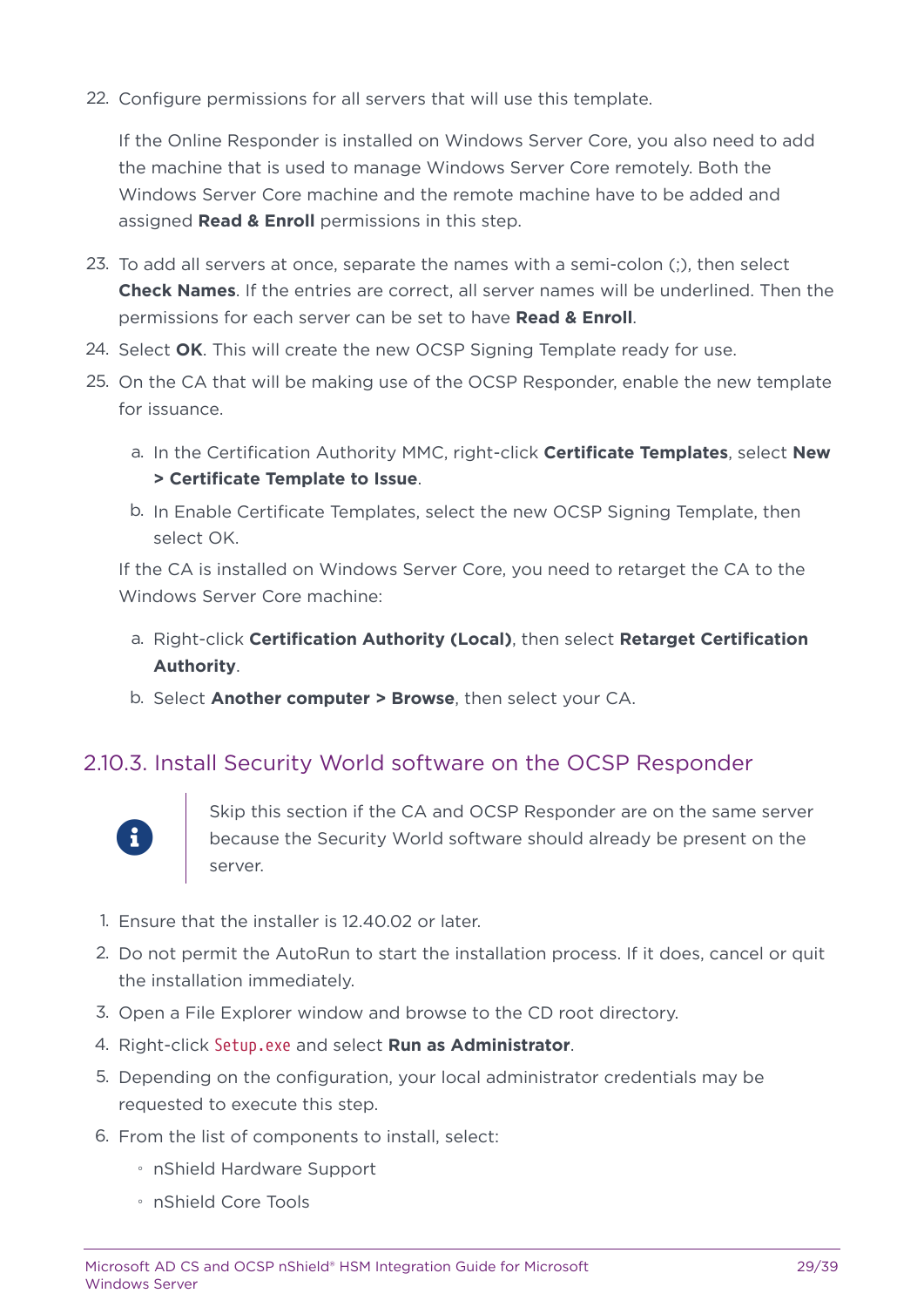22. Configure permissions for all servers that will use this template.

    If the Online Responder is installed on Windows Server Core, you also need to add the machine that is used to manage Windows Server Core remotely. Both the Windows Server Core machine and the remote machine have to be added and assigned **Read & Enroll** permissions in this step.

23. To add all servers at once, separate the names with a semi-colon (;), then select **Check Names**. If the entries are correct, all server names will be underlined. Then the permissions for each server can be set to have **Read & Enroll**.
24. Select **OK**. This will create the new OCSP Signing Template ready for use.
25. On the CA that will be making use of the OCSP Responder, enable the new template for issuance.

    a. In the Certification Authority MMC, right-click **Certificate Templates**, select **New > Certificate Template to Issue**.

    b. In Enable Certificate Templates, select the new OCSP Signing Template, then select OK.

    If the CA is installed on Windows Server Core, you need to retarget the CA to the Windows Server Core machine:

    a. Right-click **Certification Authority (Local)**, then select **Retarget Certification Authority**.

    b. Select **Another computer > Browse**, then select your CA.

### 2.10.3. Install Security World software on the OCSP Responder

> Skip this section if the CA and OCSP Responder are on the same server because the Security World software should already be present on the server.

1. Ensure that the installer is 12.40.02 or later.
2. Do not permit the AutoRun to start the installation process. If it does, cancel or quit the installation immediately.
3. Open a File Explorer window and browse to the CD root directory.
4. Right-click `Setup.exe` and select **Run as Administrator**.
5. Depending on the configuration, your local administrator credentials may be requested to execute this step.
6. From the list of components to install, select:
    - nShield Hardware Support
    - nShield Core Tools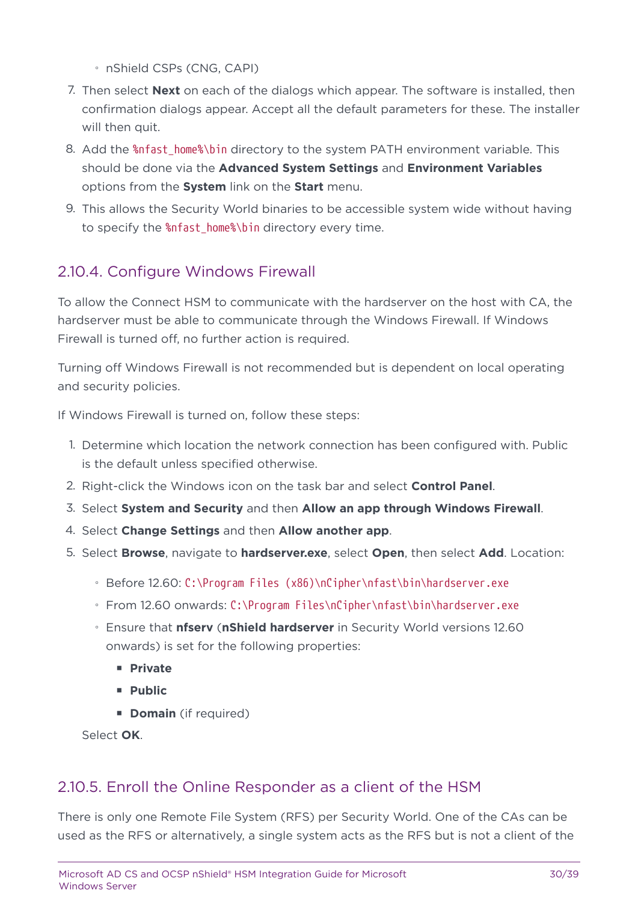- nShield CSPs (CNG, CAPI)

7. Then select **Next** on each of the dialogs which appear. The software is installed, then confirmation dialogs appear. Accept all the default parameters for these. The installer will then quit.
8. Add the `%nfast_home%\bin` directory to the system PATH environment variable. This should be done via the **Advanced System Settings** and **Environment Variables** options from the **System** link on the **Start** menu.
9. This allows the Security World binaries to be accessible system wide without having to specify the `%nfast_home%\bin` directory every time.

## 2.10.4. Configure Windows Firewall

To allow the Connect HSM to communicate with the hardserver on the host with CA, the hardserver must be able to communicate through the Windows Firewall. If Windows Firewall is turned off, no further action is required.

Turning off Windows Firewall is not recommended but is dependent on local operating and security policies.

If Windows Firewall is turned on, follow these steps:

1. Determine which location the network connection has been configured with. Public is the default unless specified otherwise.
2. Right-click the Windows icon on the task bar and select **Control Panel**.
3. Select **System and Security** and then **Allow an app through Windows Firewall**.
4. Select **Change Settings** and then **Allow another app**.
5. Select **Browse**, navigate to **hardserver.exe**, select **Open**, then select **Add**. Location:
   - Before 12.60: `C:\Program Files (x86)\nCipher\nfast\bin\hardserver.exe`
   - From 12.60 onwards: `C:\Program Files\nCipher\nfast\bin\hardserver.exe`
   - Ensure that **nfserv** (**nShield hardserver** in Security World versions 12.60 onwards) is set for the following properties:
     - **Private**
     - **Public**
     - **Domain** (if required)

   Select **OK**.

## 2.10.5. Enroll the Online Responder as a client of the HSM

There is only one Remote File System (RFS) per Security World. One of the CAs can be used as the RFS or alternatively, a single system acts as the RFS but is not a client of the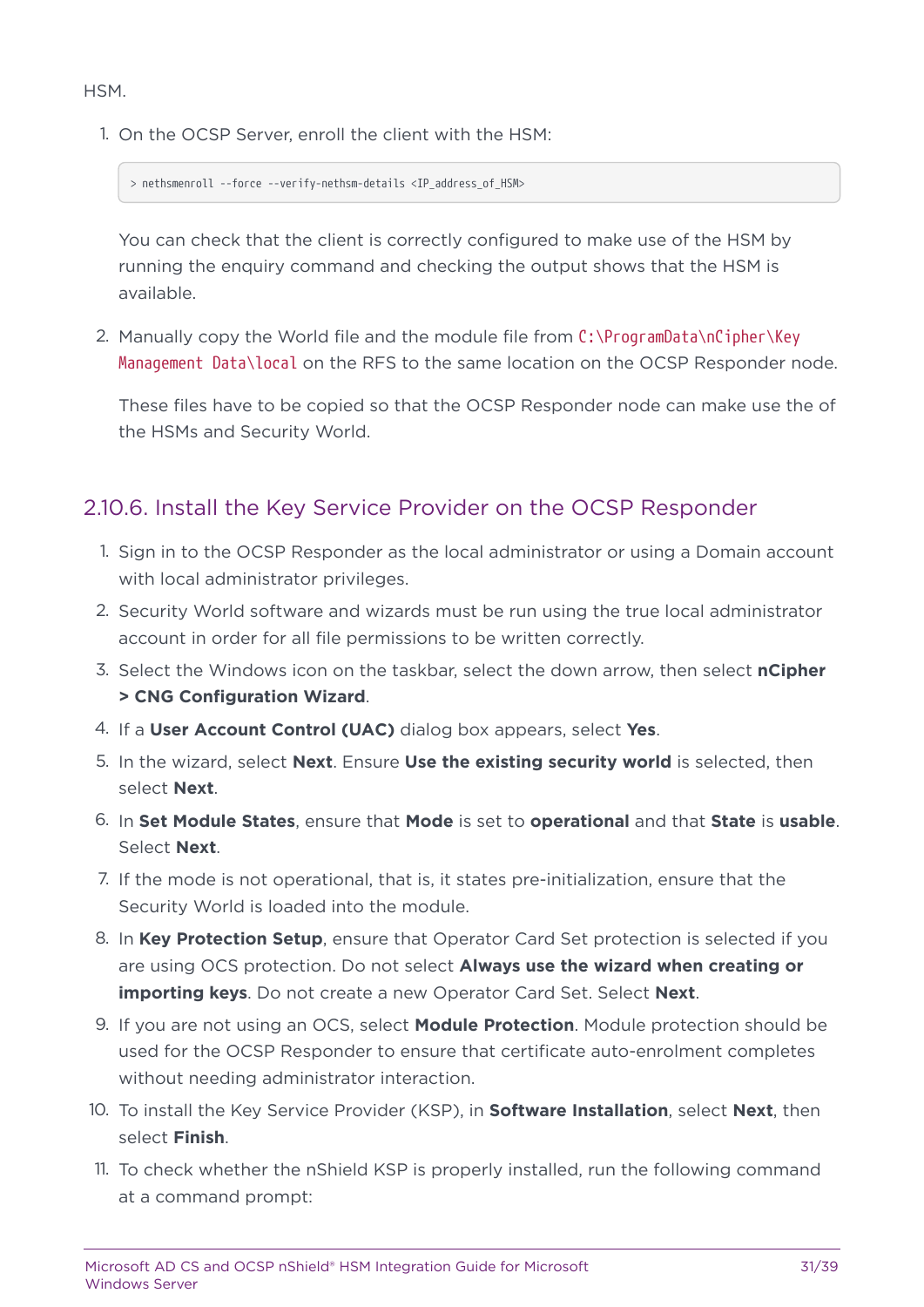HSM.

1. On the OCSP Server, enroll the client with the HSM:

   ```
   > nethsmenroll --force --verify-nethsm-details <IP_address_of_HSM>
   ```

   You can check that the client is correctly configured to make use of the HSM by running the enquiry command and checking the output shows that the HSM is available.

2. Manually copy the World file and the module file from `C:\ProgramData\nCipher\Key Management Data\local` on the RFS to the same location on the OCSP Responder node.

   These files have to be copied so that the OCSP Responder node can make use the of the HSMs and Security World.

### 2.10.6. Install the Key Service Provider on the OCSP Responder

1. Sign in to the OCSP Responder as the local administrator or using a Domain account with local administrator privileges.
2. Security World software and wizards must be run using the true local administrator account in order for all file permissions to be written correctly.
3. Select the Windows icon on the taskbar, select the down arrow, then select **nCipher > CNG Configuration Wizard**.
4. If a **User Account Control (UAC)** dialog box appears, select **Yes**.
5. In the wizard, select **Next**. Ensure **Use the existing security world** is selected, then select **Next**.
6. In **Set Module States**, ensure that **Mode** is set to **operational** and that **State** is **usable**. Select **Next**.
7. If the mode is not operational, that is, it states pre-initialization, ensure that the Security World is loaded into the module.
8. In **Key Protection Setup**, ensure that Operator Card Set protection is selected if you are using OCS protection. Do not select **Always use the wizard when creating or importing keys**. Do not create a new Operator Card Set. Select **Next**.
9. If you are not using an OCS, select **Module Protection**. Module protection should be used for the OCSP Responder to ensure that certificate auto-enrolment completes without needing administrator interaction.
10. To install the Key Service Provider (KSP), in **Software Installation**, select **Next**, then select **Finish**.
11. To check whether the nShield KSP is properly installed, run the following command at a command prompt: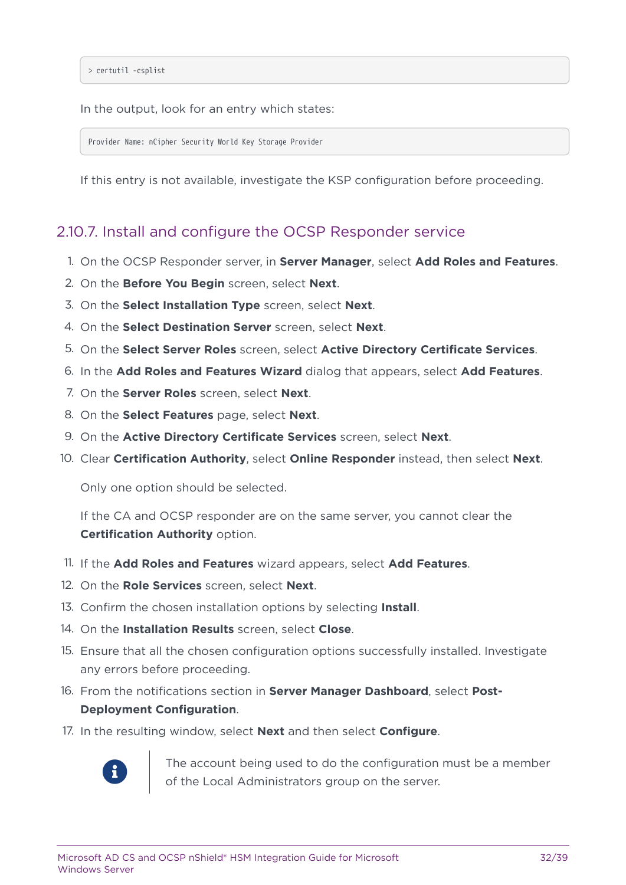```
> certutil -csplist
```

In the output, look for an entry which states:

```
Provider Name: nCipher Security World Key Storage Provider
```

If this entry is not available, investigate the KSP configuration before proceeding.

### 2.10.7. Install and configure the OCSP Responder service

1. On the OCSP Responder server, in **Server Manager**, select **Add Roles and Features**.
2. On the **Before You Begin** screen, select **Next**.
3. On the **Select Installation Type** screen, select **Next**.
4. On the **Select Destination Server** screen, select **Next**.
5. On the **Select Server Roles** screen, select **Active Directory Certificate Services**.
6. In the **Add Roles and Features Wizard** dialog that appears, select **Add Features**.
7. On the **Server Roles** screen, select **Next**.
8. On the **Select Features** page, select **Next**.
9. On the **Active Directory Certificate Services** screen, select **Next**.
10. Clear **Certification Authority**, select **Online Responder** instead, then select **Next**.

    Only one option should be selected.

    If the CA and OCSP responder are on the same server, you cannot clear the **Certification Authority** option.

11. If the **Add Roles and Features** wizard appears, select **Add Features**.
12. On the **Role Services** screen, select **Next**.
13. Confirm the chosen installation options by selecting **Install**.
14. On the **Installation Results** screen, select **Close**.
15. Ensure that all the chosen configuration options successfully installed. Investigate any errors before proceeding.
16. From the notifications section in **Server Manager Dashboard**, select **Post-Deployment Configuration**.
17. In the resulting window, select **Next** and then select **Configure**.

> The account being used to do the configuration must be a member of the Local Administrators group on the server.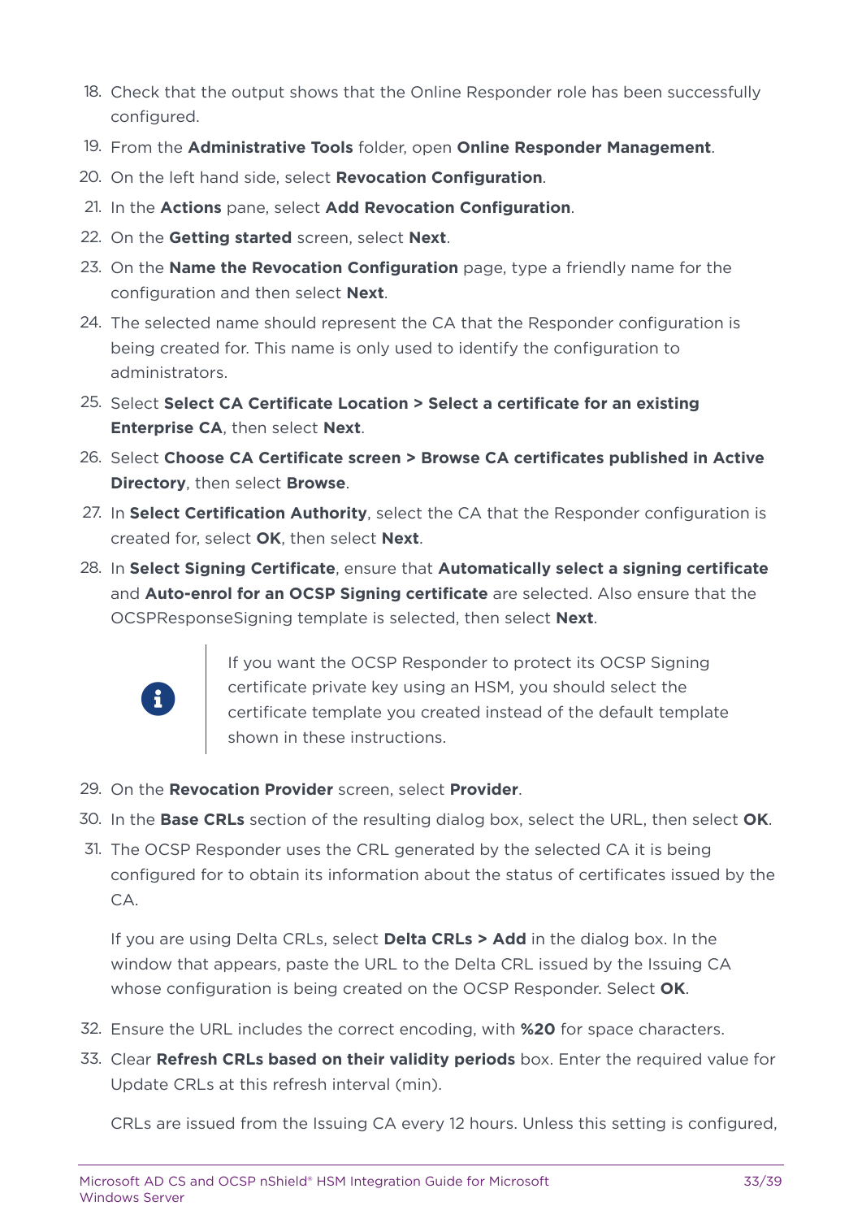18. Check that the output shows that the Online Responder role has been successfully configured.
19. From the **Administrative Tools** folder, open **Online Responder Management**.
20. On the left hand side, select **Revocation Configuration**.
21. In the **Actions** pane, select **Add Revocation Configuration**.
22. On the **Getting started** screen, select **Next**.
23. On the **Name the Revocation Configuration** page, type a friendly name for the configuration and then select **Next**.
24. The selected name should represent the CA that the Responder configuration is being created for. This name is only used to identify the configuration to administrators.
25. Select **Select CA Certificate Location > Select a certificate for an existing Enterprise CA**, then select **Next**.
26. Select **Choose CA Certificate screen > Browse CA certificates published in Active Directory**, then select **Browse**.
27. In **Select Certification Authority**, select the CA that the Responder configuration is created for, select **OK**, then select **Next**.
28. In **Select Signing Certificate**, ensure that **Automatically select a signing certificate** and **Auto-enrol for an OCSP Signing certificate** are selected. Also ensure that the OCSPResponseSigning template is selected, then select **Next**.

    > If you want the OCSP Responder to protect its OCSP Signing certificate private key using an HSM, you should select the certificate template you created instead of the default template shown in these instructions.

29. On the **Revocation Provider** screen, select **Provider**.
30. In the **Base CRLs** section of the resulting dialog box, select the URL, then select **OK**.
31. The OCSP Responder uses the CRL generated by the selected CA it is being configured for to obtain its information about the status of certificates issued by the CA.

    If you are using Delta CRLs, select **Delta CRLs > Add** in the dialog box. In the window that appears, paste the URL to the Delta CRL issued by the Issuing CA whose configuration is being created on the OCSP Responder. Select **OK**.

32. Ensure the URL includes the correct encoding, with **%20** for space characters.
33. Clear **Refresh CRLs based on their validity periods** box. Enter the required value for Update CRLs at this refresh interval (min).

    CRLs are issued from the Issuing CA every 12 hours. Unless this setting is configured,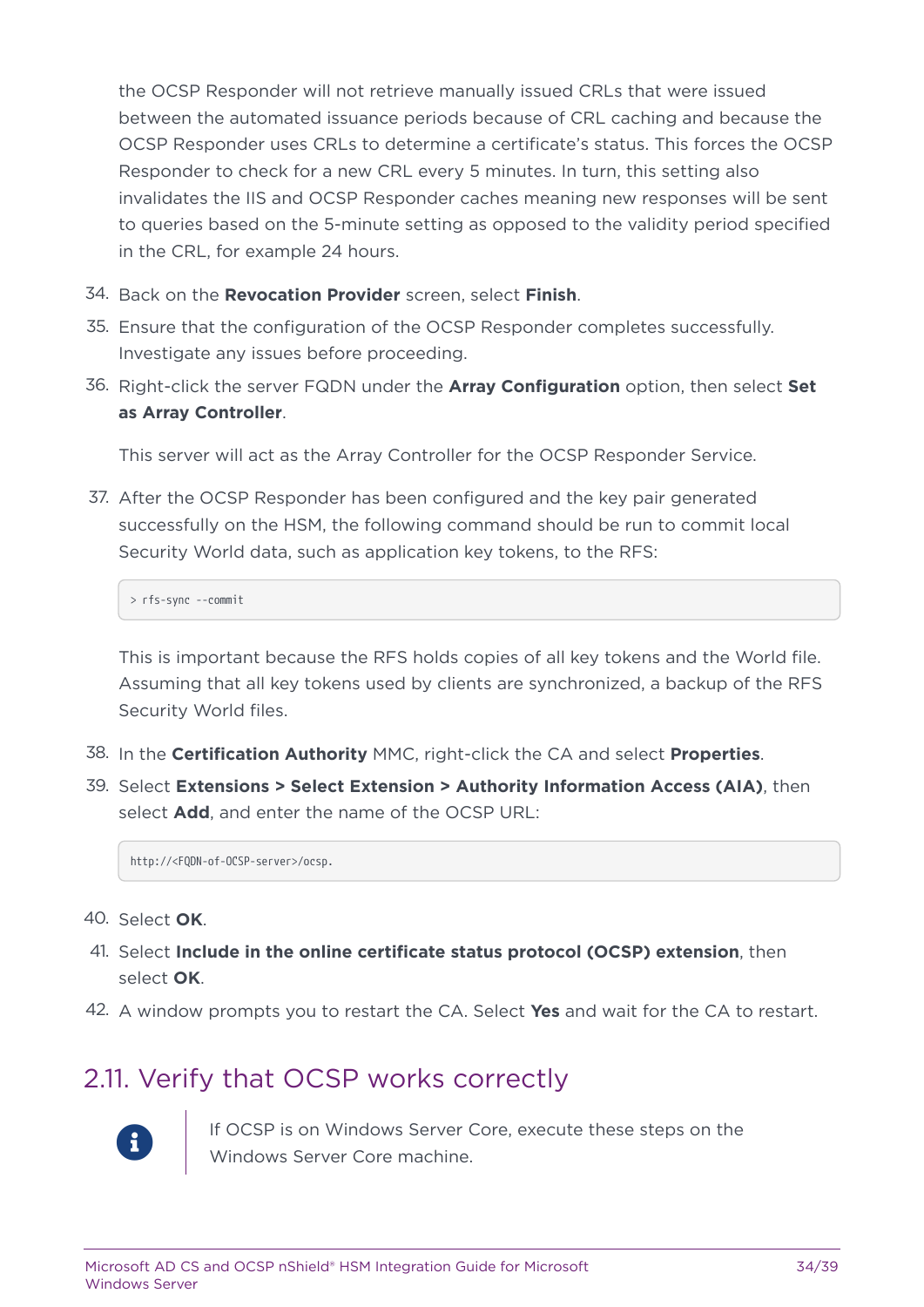the OCSP Responder will not retrieve manually issued CRLs that were issued between the automated issuance periods because of CRL caching and because the OCSP Responder uses CRLs to determine a certificate's status. This forces the OCSP Responder to check for a new CRL every 5 minutes. In turn, this setting also invalidates the IIS and OCSP Responder caches meaning new responses will be sent to queries based on the 5-minute setting as opposed to the validity period specified in the CRL, for example 24 hours.

34. Back on the **Revocation Provider** screen, select **Finish**.
35. Ensure that the configuration of the OCSP Responder completes successfully. Investigate any issues before proceeding.
36. Right-click the server FQDN under the **Array Configuration** option, then select **Set as Array Controller**.

    This server will act as the Array Controller for the OCSP Responder Service.

37. After the OCSP Responder has been configured and the key pair generated successfully on the HSM, the following command should be run to commit local Security World data, such as application key tokens, to the RFS:

    ```
    > rfs-sync --commit
    ```

    This is important because the RFS holds copies of all key tokens and the World file. Assuming that all key tokens used by clients are synchronized, a backup of the RFS Security World files.

38. In the **Certification Authority** MMC, right-click the CA and select **Properties**.
39. Select **Extensions > Select Extension > Authority Information Access (AIA)**, then select **Add**, and enter the name of the OCSP URL:

    ```
    http://<FQDN-of-OCSP-server>/ocsp.
    ```

40. Select **OK**.
41. Select **Include in the online certificate status protocol (OCSP) extension**, then select **OK**.
42. A window prompts you to restart the CA. Select **Yes** and wait for the CA to restart.

## 2.11. Verify that OCSP works correctly

> If OCSP is on Windows Server Core, execute these steps on the Windows Server Core machine.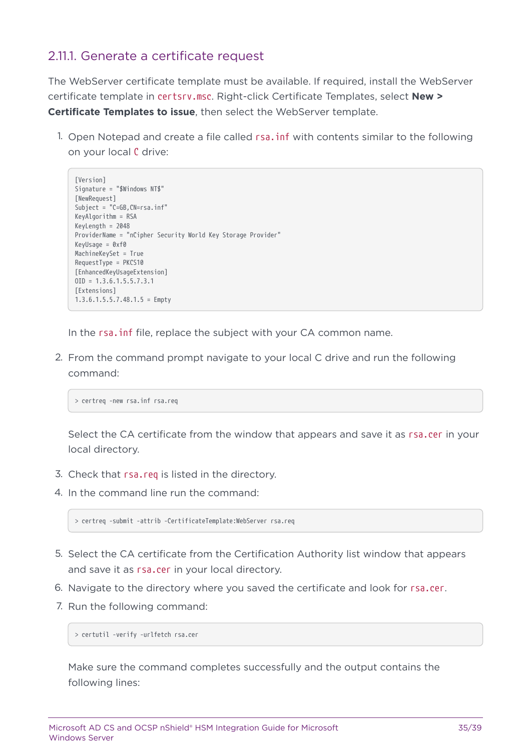### 2.11.1. Generate a certificate request

The WebServer certificate template must be available. If required, install the WebServer certificate template in `certsrv.msc`. Right-click Certificate Templates, select **New > Certificate Templates to issue**, then select the WebServer template.

1. Open Notepad and create a file called `rsa.inf` with contents similar to the following on your local `C` drive:

   ```
   [Version]
   Signature = "$Windows NT$"
   [NewRequest]
   Subject = "C=GB,CN=rsa.inf"
   KeyAlgorithm = RSA
   KeyLength = 2048
   ProviderName = "nCipher Security World Key Storage Provider"
   KeyUsage = 0xf0
   MachineKeySet = True
   RequestType = PKCS10
   [EnhancedKeyUsageExtension]
   OID = 1.3.6.1.5.5.7.3.1
   [Extensions]
   1.3.6.1.5.5.7.48.1.5 = Empty
   ```

   In the `rsa.inf` file, replace the subject with your CA common name.

2. From the command prompt navigate to your local C drive and run the following command:

   ```
   > certreq -new rsa.inf rsa.req
   ```

   Select the CA certificate from the window that appears and save it as `rsa.cer` in your local directory.

3. Check that `rsa.req` is listed in the directory.
4. In the command line run the command:

   ```
   > certreq -submit -attrib -CertificateTemplate:WebServer rsa.req
   ```

5. Select the CA certificate from the Certification Authority list window that appears and save it as `rsa.cer` in your local directory.
6. Navigate to the directory where you saved the certificate and look for `rsa.cer`.
7. Run the following command:

   ```
   > certutil -verify -urlfetch rsa.cer
   ```

   Make sure the command completes successfully and the output contains the following lines: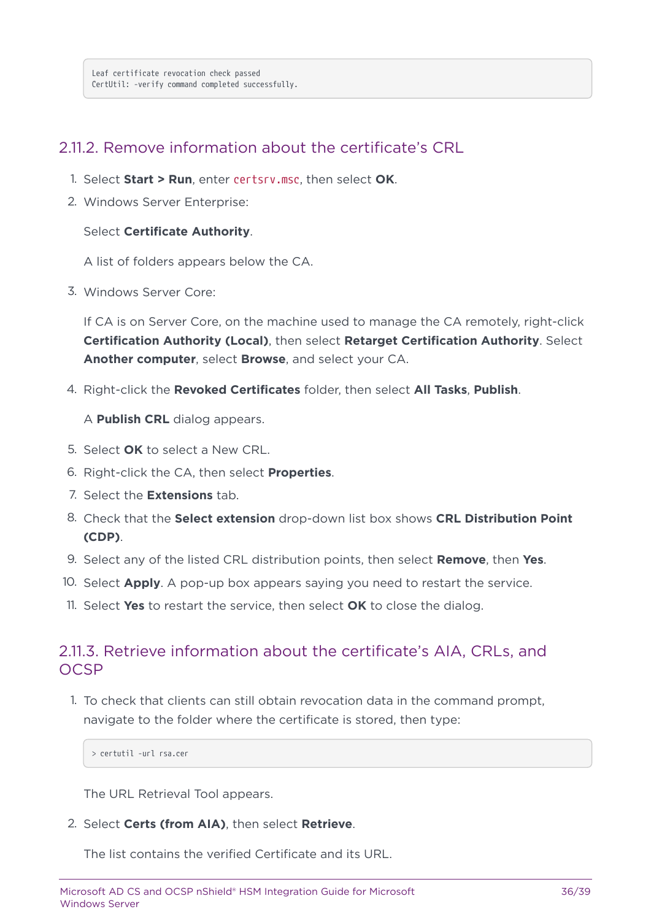```
Leaf certificate revocation check passed
CertUtil: -verify command completed successfully.
```

### 2.11.2. Remove information about the certificate's CRL

1. Select **Start > Run**, enter `certsrv.msc`, then select **OK**.
2. Windows Server Enterprise:

   Select **Certificate Authority**.

   A list of folders appears below the CA.

3. Windows Server Core:

   If CA is on Server Core, on the machine used to manage the CA remotely, right-click **Certification Authority (Local)**, then select **Retarget Certification Authority**. Select **Another computer**, select **Browse**, and select your CA.

4. Right-click the **Revoked Certificates** folder, then select **All Tasks**, **Publish**.

   A **Publish CRL** dialog appears.

5. Select **OK** to select a New CRL.
6. Right-click the CA, then select **Properties**.
7. Select the **Extensions** tab.
8. Check that the **Select extension** drop-down list box shows **CRL Distribution Point (CDP)**.
9. Select any of the listed CRL distribution points, then select **Remove**, then **Yes**.
10. Select **Apply**. A pop-up box appears saying you need to restart the service.
11. Select **Yes** to restart the service, then select **OK** to close the dialog.

### 2.11.3. Retrieve information about the certificate's AIA, CRLs, and OCSP

1. To check that clients can still obtain revocation data in the command prompt, navigate to the folder where the certificate is stored, then type:

   ```
   > certutil -url rsa.cer
   ```

   The URL Retrieval Tool appears.

2. Select **Certs (from AIA)**, then select **Retrieve**.

   The list contains the verified Certificate and its URL.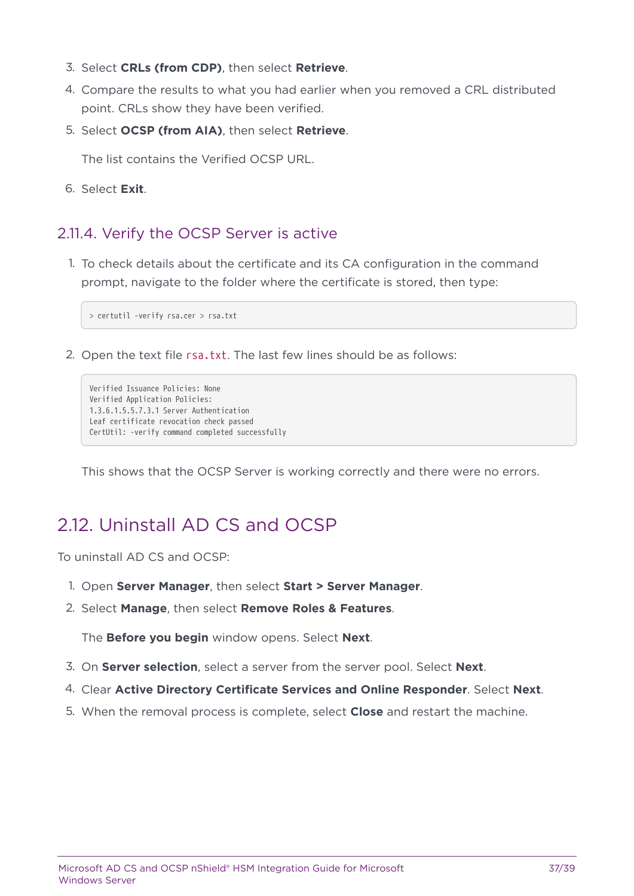3. Select **CRLs (from CDP)**, then select **Retrieve**.
4. Compare the results to what you had earlier when you removed a CRL distributed point. CRLs show they have been verified.
5. Select **OCSP (from AIA)**, then select **Retrieve**.

   The list contains the Verified OCSP URL.

6. Select **Exit**.

### 2.11.4. Verify the OCSP Server is active

1. To check details about the certificate and its CA configuration in the command prompt, navigate to the folder where the certificate is stored, then type:

```
> certutil -verify rsa.cer > rsa.txt
```

2. Open the text file `rsa.txt`. The last few lines should be as follows:

```
Verified Issuance Policies: None
Verified Application Policies:
1.3.6.1.5.5.7.3.1 Server Authentication
Leaf certificate revocation check passed
CertUtil: -verify command completed successfully
```

   This shows that the OCSP Server is working correctly and there were no errors.

## 2.12. Uninstall AD CS and OCSP

To uninstall AD CS and OCSP:

1. Open **Server Manager**, then select **Start > Server Manager**.
2. Select **Manage**, then select **Remove Roles & Features**.

   The **Before you begin** window opens. Select **Next**.

3. On **Server selection**, select a server from the server pool. Select **Next**.
4. Clear **Active Directory Certificate Services and Online Responder**. Select **Next**.
5. When the removal process is complete, select **Close** and restart the machine.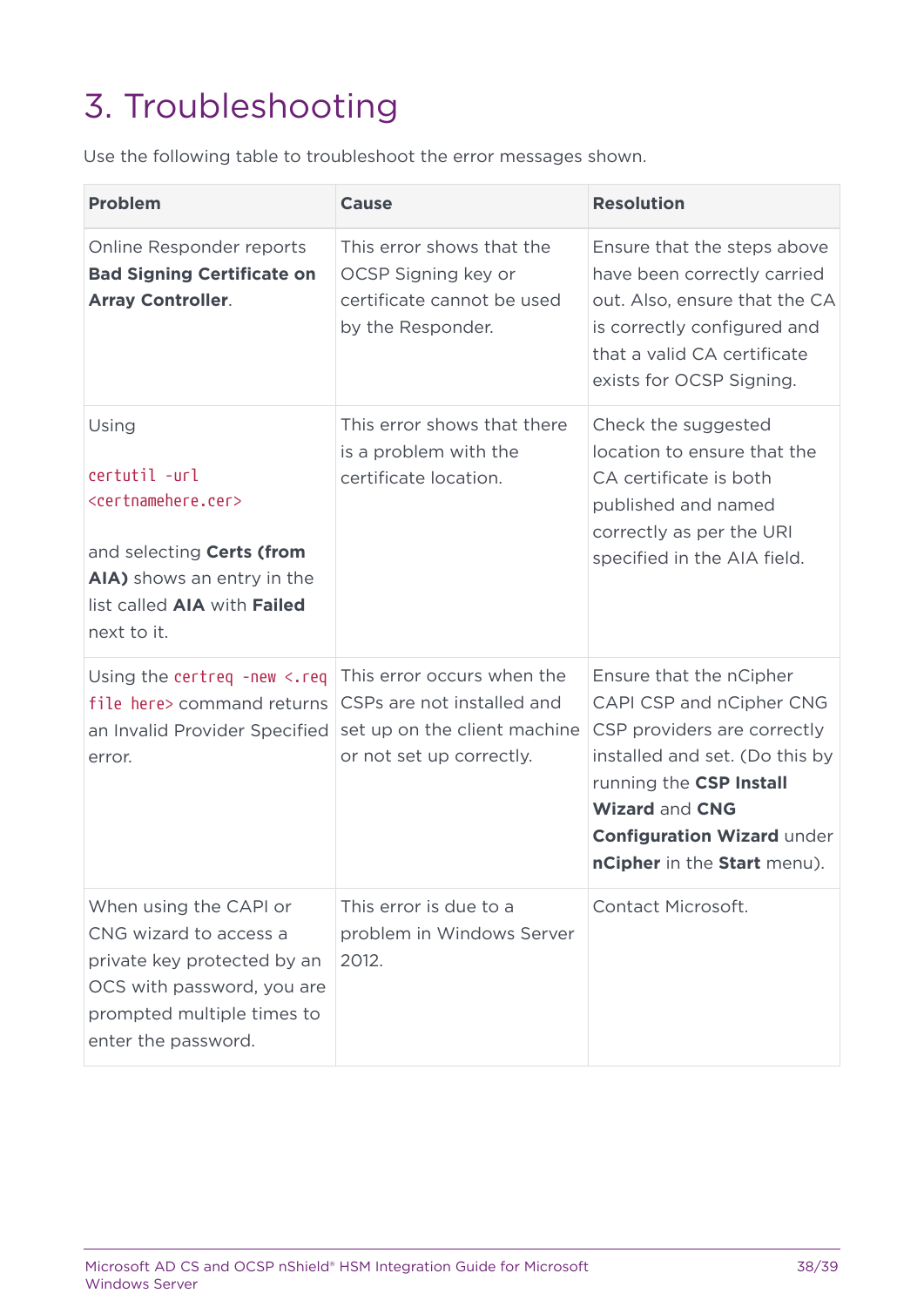# 3. Troubleshooting

Use the following table to troubleshoot the error messages shown.

| Problem | Cause | Resolution |
| --- | --- | --- |
| Online Responder reports **Bad Signing Certificate on Array Controller**. | This error shows that the OCSP Signing key or certificate cannot be used by the Responder. | Ensure that the steps above have been correctly carried out. Also, ensure that the CA is correctly configured and that a valid CA certificate exists for OCSP Signing. |
| Using `certutil -url <certnamehere.cer>` and selecting **Certs (from AIA)** shows an entry in the list called **AIA** with **Failed** next to it. | This error shows that there is a problem with the certificate location. | Check the suggested location to ensure that the CA certificate is both published and named correctly as per the URI specified in the AIA field. |
| Using the `certreq -new <.req file here>` command returns an Invalid Provider Specified error. | This error occurs when the CSPs are not installed and set up on the client machine or not set up correctly. | Ensure that the nCipher CAPI CSP and nCipher CNG CSP providers are correctly installed and set. (Do this by running the **CSP Install Wizard** and **CNG Configuration Wizard** under **nCipher** in the **Start** menu). |
| When using the CAPI or CNG wizard to access a private key protected by an OCS with password, you are prompted multiple times to enter the password. | This error is due to a problem in Windows Server 2012. | Contact Microsoft. |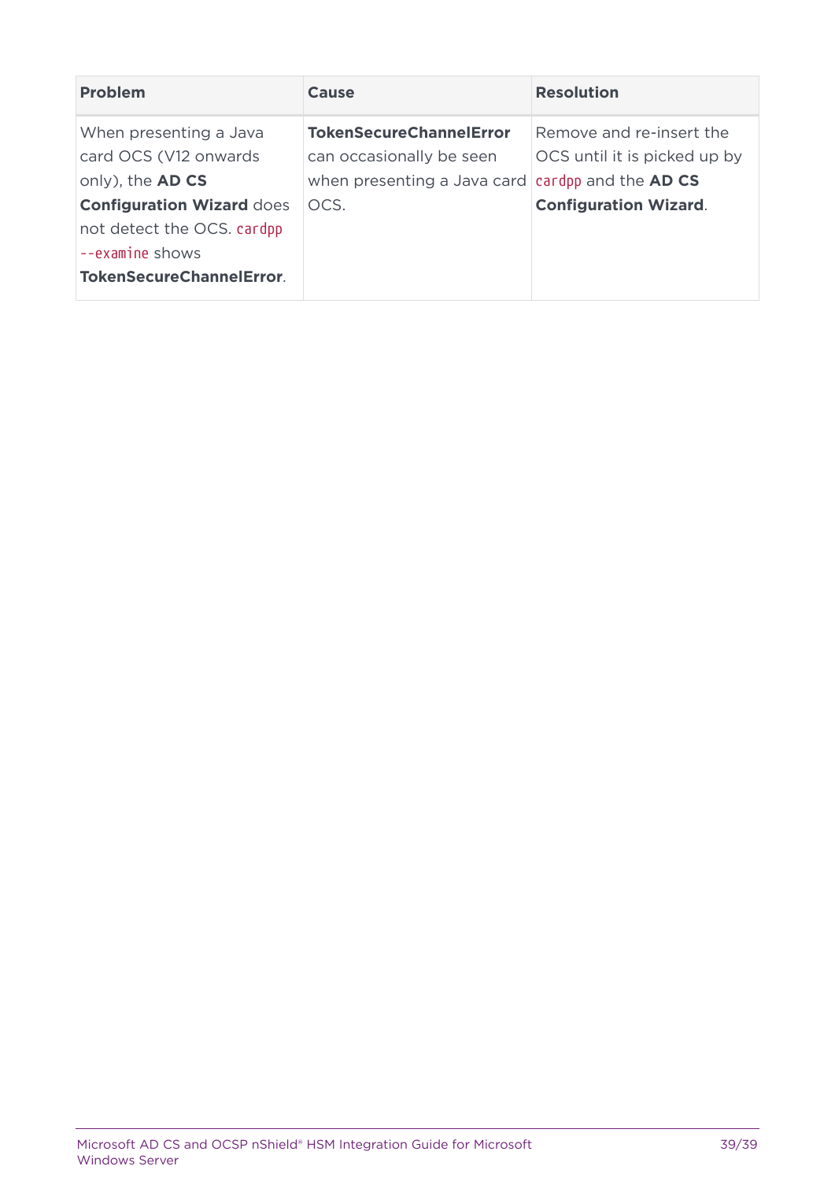| Problem | Cause | Resolution |
| --- | --- | --- |
| When presenting a Java card OCS (V12 onwards only), the **AD CS Configuration Wizard** does not detect the OCS. `cardpp --examine` shows **TokenSecureChannelError**. | **TokenSecureChannelError** can occasionally be seen when presenting a Java card OCS. | Remove and re-insert the OCS until it is picked up by `cardpp` and the **AD CS Configuration Wizard**. |